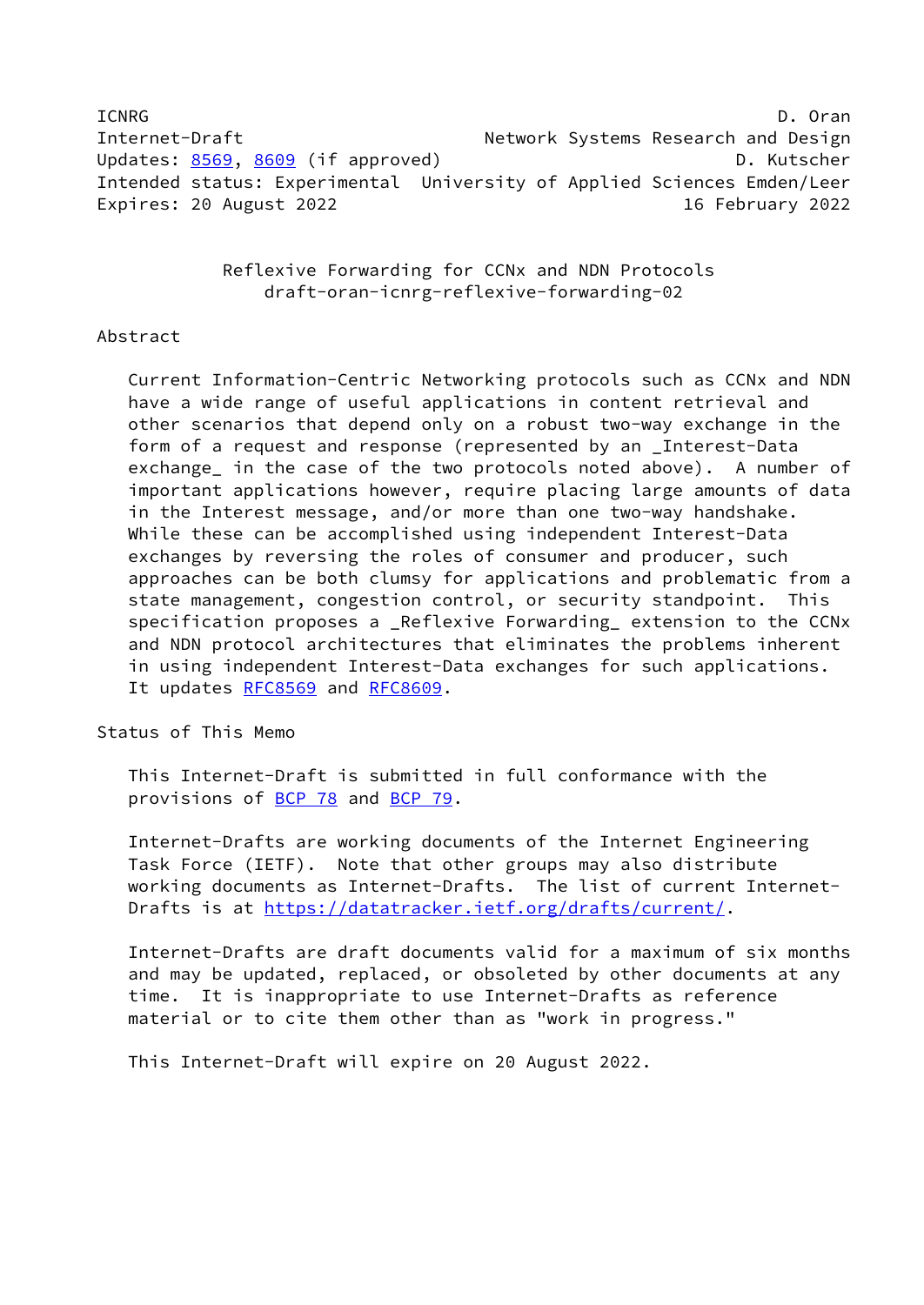ICNRG D. Oran
Internet-Draft Network Systems Research and Design
Updates: 8569, 8609 (if approved) D. Kutscher
Intended status: Experimental University of Applied Sciences Emden/Leer
Expires: 20 August 2022 16 February 2022

# Reflexive Forwarding for CCNx and NDN Protocols
## draft-oran-icnrg-reflexive-forwarding-02

## Abstract

Current Information-Centric Networking protocols such as CCNx and NDN have a wide range of useful applications in content retrieval and other scenarios that depend only on a robust two-way exchange in the form of a request and response (represented by an _Interest-Data exchange_ in the case of the two protocols noted above). A number of important applications however, require placing large amounts of data in the Interest message, and/or more than one two-way handshake. While these can be accomplished using independent Interest-Data exchanges by reversing the roles of consumer and producer, such approaches can be both clumsy for applications and problematic from a state management, congestion control, or security standpoint. This specification proposes a _Reflexive Forwarding_ extension to the CCNx and NDN protocol architectures that eliminates the problems inherent in using independent Interest-Data exchanges for such applications. It updates RFC8569 and RFC8609.

## Status of This Memo

This Internet-Draft is submitted in full conformance with the provisions of BCP 78 and BCP 79.

Internet-Drafts are working documents of the Internet Engineering Task Force (IETF). Note that other groups may also distribute working documents as Internet-Drafts. The list of current Internet-Drafts is at https://datatracker.ietf.org/drafts/current/.

Internet-Drafts are draft documents valid for a maximum of six months and may be updated, replaced, or obsoleted by other documents at any time. It is inappropriate to use Internet-Drafts as reference material or to cite them other than as "work in progress."

This Internet-Draft will expire on 20 August 2022.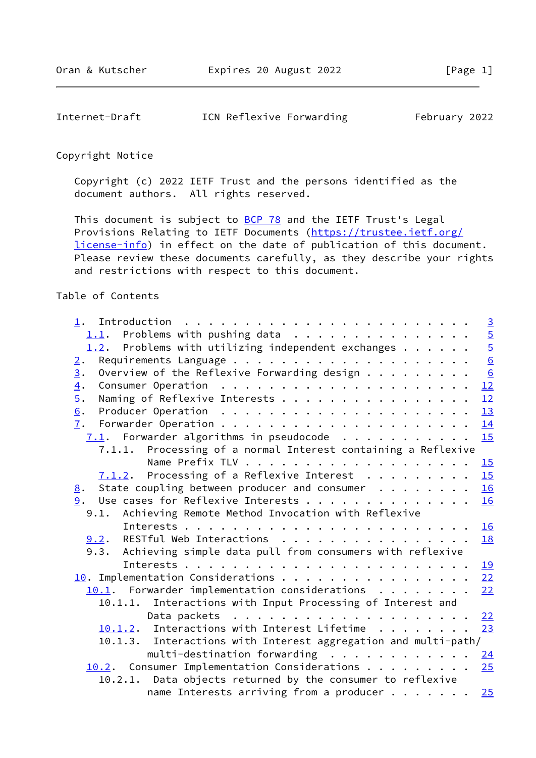Copyright Notice

Copyright (c) 2022 IETF Trust and the persons identified as the document authors. All rights reserved.

This document is subject to BCP 78 and the IETF Trust's Legal Provisions Relating to IETF Documents (https://trustee.ietf.org/license-info) in effect on the date of publication of this document. Please review these documents carefully, as they describe your rights and restrictions with respect to this document.

Table of Contents

```
   1.  Introduction  . . . . . . . . . . . . . . . . . . . . . . . .   3
     1.1.  Problems with pushing data  . . . . . . . . . . . . . . .   5
     1.2.  Problems with utilizing independent exchanges . . . . . .   5
   2.  Requirements Language . . . . . . . . . . . . . . . . . . . .   6
   3.  Overview of the Reflexive Forwarding design . . . . . . . . .   6
   4.  Consumer Operation  . . . . . . . . . . . . . . . . . . . . .  12
   5.  Naming of Reflexive Interests . . . . . . . . . . . . . . . .  12
   6.  Producer Operation  . . . . . . . . . . . . . . . . . . . . .  13
   7.  Forwarder Operation . . . . . . . . . . . . . . . . . . . . .  14
     7.1.  Forwarder algorithms in pseudocode  . . . . . . . . . . .  15
       7.1.1.  Processing of a normal Interest containing a Reflexive
               Name Prefix TLV . . . . . . . . . . . . . . . . . . .  15
       7.1.2.  Processing of a Reflexive Interest  . . . . . . . . .  15
   8.  State coupling between producer and consumer  . . . . . . . .  16
   9.  Use cases for Reflexive Interests . . . . . . . . . . . . . .  16
     9.1.  Achieving Remote Method Invocation with Reflexive
           Interests . . . . . . . . . . . . . . . . . . . . . . . .  16
     9.2.  RESTful Web Interactions  . . . . . . . . . . . . . . . .  18
     9.3.  Achieving simple data pull from consumers with reflexive
           Interests . . . . . . . . . . . . . . . . . . . . . . . .  19
   10. Implementation Considerations . . . . . . . . . . . . . . . .  22
     10.1.  Forwarder implementation considerations  . . . . . . . .  22
       10.1.1.  Interactions with Input Processing of Interest and
               Data packets  . . . . . . . . . . . . . . . . . . . .  22
       10.1.2.  Interactions with Interest Lifetime  . . . . . . . .  23
       10.1.3.  Interactions with Interest aggregation and multi-path/
               multi-destination forwarding  . . . . . . . . . . . .  24
     10.2.  Consumer Implementation Considerations . . . . . . . . .  25
       10.2.1.  Data objects returned by the consumer to reflexive
               name Interests arriving from a producer . . . . . . .  25
```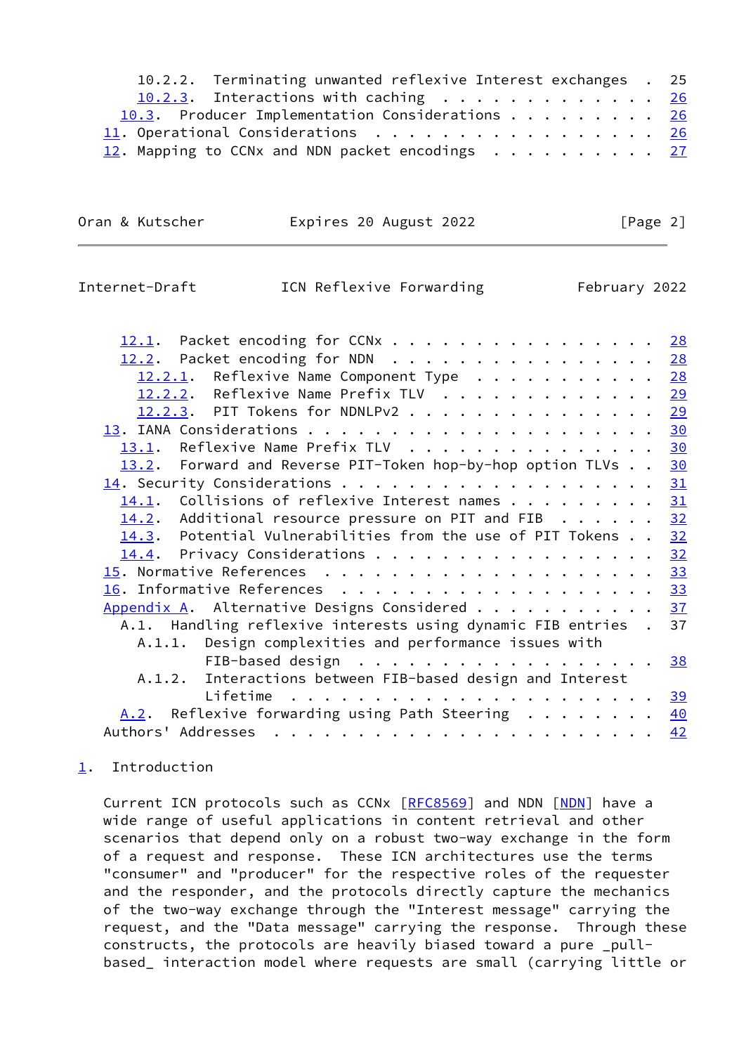10.2.2.  Terminating unwanted reflexive Interest exchanges  .  25
      10.2.3.  Interactions with caching  . . . . . . . . . . . . .  26
    10.3.  Producer Implementation Considerations . . . . . . . . .  26
   11. Operational Considerations  . . . . . . . . . . . . . . . . .  26
   12. Mapping to CCNx and NDN packet encodings  . . . . . . . . . .  27
    12.1.  Packet encoding for CCNx . . . . . . . . . . . . . . . .  28
    12.2.  Packet encoding for NDN  . . . . . . . . . . . . . . . .  28
      12.2.1.  Reflexive Name Component Type  . . . . . . . . . . .  28
      12.2.2.  Reflexive Name Prefix TLV  . . . . . . . . . . . . .  29
      12.2.3.  PIT Tokens for NDNLPv2 . . . . . . . . . . . . . . .  29
   13. IANA Considerations . . . . . . . . . . . . . . . . . . . . .  30
    13.1.  Reflexive Name Prefix TLV  . . . . . . . . . . . . . . .  30
    13.2.  Forward and Reverse PIT-Token hop-by-hop option TLVs . .  30
   14. Security Considerations . . . . . . . . . . . . . . . . . . .  31
    14.1.  Collisions of reflexive Interest names . . . . . . . . .  31
    14.2.  Additional resource pressure on PIT and FIB  . . . . . .  32
    14.3.  Potential Vulnerabilities from the use of PIT Tokens . .  32
    14.4.  Privacy Considerations . . . . . . . . . . . . . . . . .  32
   15. Normative References  . . . . . . . . . . . . . . . . . . . .  33
   16. Informative References  . . . . . . . . . . . . . . . . . . .  33
   Appendix A.  Alternative Designs Considered . . . . . . . . . . .  37
    A.1.  Handling reflexive interests using dynamic FIB entries  .  37
      A.1.1.  Design complexities and performance issues with
              FIB-based design  . . . . . . . . . . . . . . . . . .  38
      A.1.2.  Interactions between FIB-based design and Interest
              Lifetime  . . . . . . . . . . . . . . . . . . . . . .  39
    A.2.  Reflexive forwarding using Path Steering  . . . . . . . .  40
   Authors' Addresses  . . . . . . . . . . . . . . . . . . . . . . .  42

# 1. Introduction

Current ICN protocols such as CCNx [RFC8569] and NDN [NDN] have a wide range of useful applications in content retrieval and other scenarios that depend only on a robust two-way exchange in the form of a request and response. These ICN architectures use the terms "consumer" and "producer" for the respective roles of the requester and the responder, and the protocols directly capture the mechanics of the two-way exchange through the "Interest message" carrying the request, and the "Data message" carrying the response. Through these constructs, the protocols are heavily biased toward a pure _pull-based_ interaction model where requests are small (carrying little or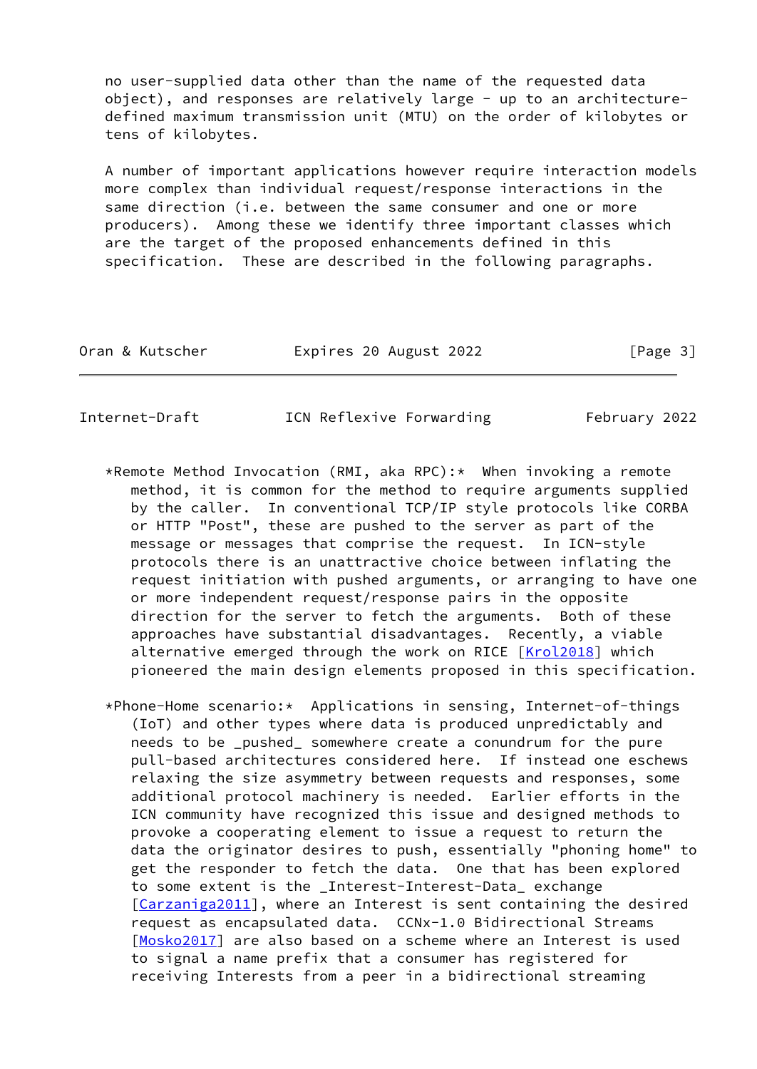no user-supplied data other than the name of the requested data object), and responses are relatively large - up to an architecture-defined maximum transmission unit (MTU) on the order of kilobytes or tens of kilobytes.

A number of important applications however require interaction models more complex than individual request/response interactions in the same direction (i.e. between the same consumer and one or more producers). Among these we identify three important classes which are the target of the proposed enhancements defined in this specification. These are described in the following paragraphs.

- **Remote Method Invocation (RMI, aka RPC):** When invoking a remote method, it is common for the method to require arguments supplied by the caller. In conventional TCP/IP style protocols like CORBA or HTTP "Post", these are pushed to the server as part of the message or messages that comprise the request. In ICN-style protocols there is an unattractive choice between inflating the request initiation with pushed arguments, or arranging to have one or more independent request/response pairs in the opposite direction for the server to fetch the arguments. Both of these approaches have substantial disadvantages. Recently, a viable alternative emerged through the work on RICE [Krol2018] which pioneered the main design elements proposed in this specification.

- **Phone-Home scenario:** Applications in sensing, Internet-of-things (IoT) and other types where data is produced unpredictably and needs to be _pushed_ somewhere create a conundrum for the pure pull-based architectures considered here. If instead one eschews relaxing the size asymmetry between requests and responses, some additional protocol machinery is needed. Earlier efforts in the ICN community have recognized this issue and designed methods to provoke a cooperating element to issue a request to return the data the originator desires to push, essentially "phoning home" to get the responder to fetch the data. One that has been explored to some extent is the _Interest-Interest-Data_ exchange [Carzaniga2011], where an Interest is sent containing the desired request as encapsulated data. CCNx-1.0 Bidirectional Streams [Mosko2017] are also based on a scheme where an Interest is used to signal a name prefix that a consumer has registered for receiving Interests from a peer in a bidirectional streaming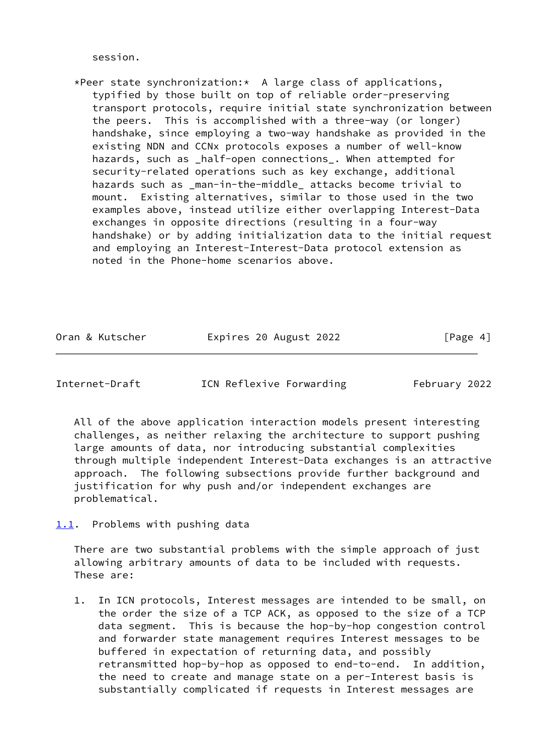session.

*Peer state synchronization:* A large class of applications, typified by those built on top of reliable order-preserving transport protocols, require initial state synchronization between the peers. This is accomplished with a three-way (or longer) handshake, since employing a two-way handshake as provided in the existing NDN and CCNx protocols exposes a number of well-know hazards, such as _half-open connections_. When attempted for security-related operations such as key exchange, additional hazards such as _man-in-the-middle_ attacks become trivial to mount. Existing alternatives, similar to those used in the two examples above, instead utilize either overlapping Interest-Data exchanges in opposite directions (resulting in a four-way handshake) or by adding initialization data to the initial request and employing an Interest-Interest-Data protocol extension as noted in the Phone-home scenarios above.

All of the above application interaction models present interesting challenges, as neither relaxing the architecture to support pushing large amounts of data, nor introducing substantial complexities through multiple independent Interest-Data exchanges is an attractive approach. The following subsections provide further background and justification for why push and/or independent exchanges are problematical.

## 1.1. Problems with pushing data

There are two substantial problems with the simple approach of just allowing arbitrary amounts of data to be included with requests. These are:

1. In ICN protocols, Interest messages are intended to be small, on the order the size of a TCP ACK, as opposed to the size of a TCP data segment. This is because the hop-by-hop congestion control and forwarder state management requires Interest messages to be buffered in expectation of returning data, and possibly retransmitted hop-by-hop as opposed to end-to-end. In addition, the need to create and manage state on a per-Interest basis is substantially complicated if requests in Interest messages are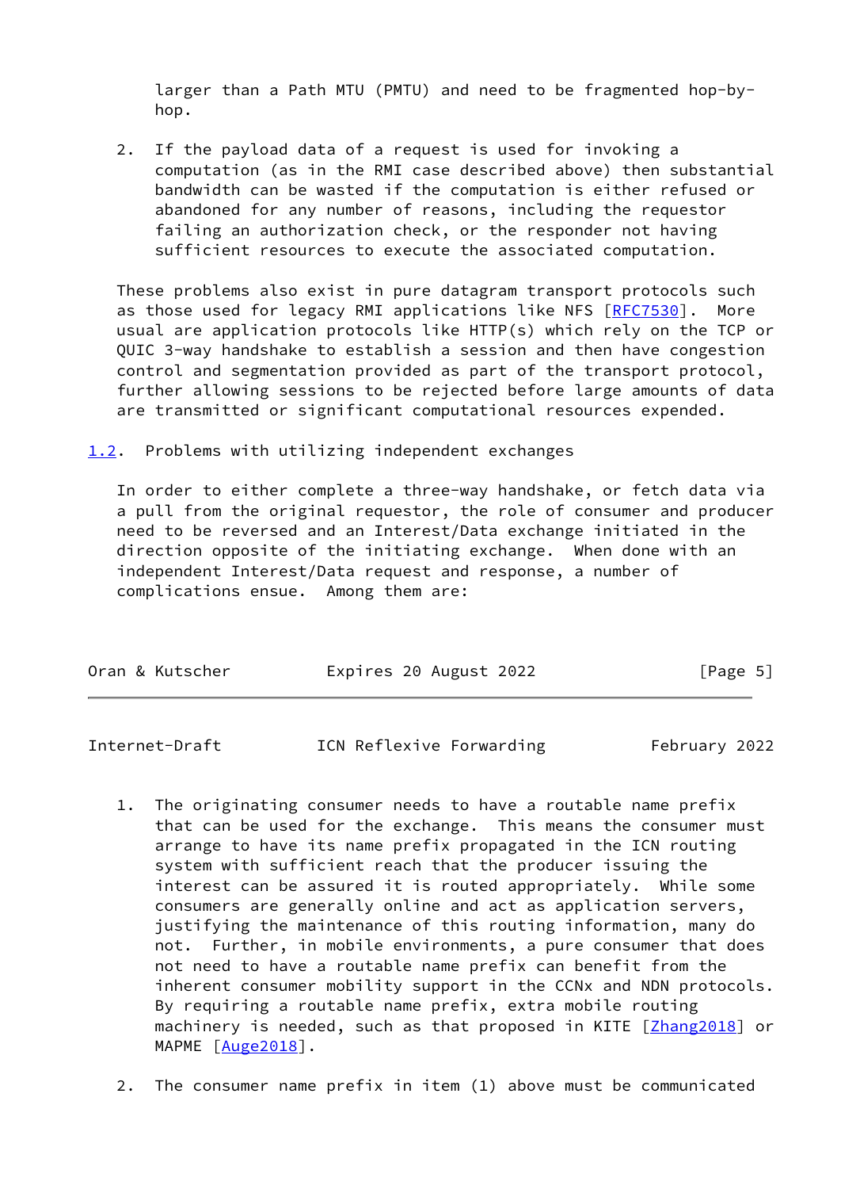larger than a Path MTU (PMTU) and need to be fragmented hop-by-hop.

2. If the payload data of a request is used for invoking a computation (as in the RMI case described above) then substantial bandwidth can be wasted if the computation is either refused or abandoned for any number of reasons, including the requestor failing an authorization check, or the responder not having sufficient resources to execute the associated computation.

These problems also exist in pure datagram transport protocols such as those used for legacy RMI applications like NFS [RFC7530]. More usual are application protocols like HTTP(s) which rely on the TCP or QUIC 3-way handshake to establish a session and then have congestion control and segmentation provided as part of the transport protocol, further allowing sessions to be rejected before large amounts of data are transmitted or significant computational resources expended.

### 1.2. Problems with utilizing independent exchanges

In order to either complete a three-way handshake, or fetch data via a pull from the original requestor, the role of consumer and producer need to be reversed and an Interest/Data exchange initiated in the direction opposite of the initiating exchange. When done with an independent Interest/Data request and response, a number of complications ensue. Among them are:

1. The originating consumer needs to have a routable name prefix that can be used for the exchange. This means the consumer must arrange to have its name prefix propagated in the ICN routing system with sufficient reach that the producer issuing the interest can be assured it is routed appropriately. While some consumers are generally online and act as application servers, justifying the maintenance of this routing information, many do not. Further, in mobile environments, a pure consumer that does not need to have a routable name prefix can benefit from the inherent consumer mobility support in the CCNx and NDN protocols. By requiring a routable name prefix, extra mobile routing machinery is needed, such as that proposed in KITE [Zhang2018] or MAPME [Auge2018].

2. The consumer name prefix in item (1) above must be communicated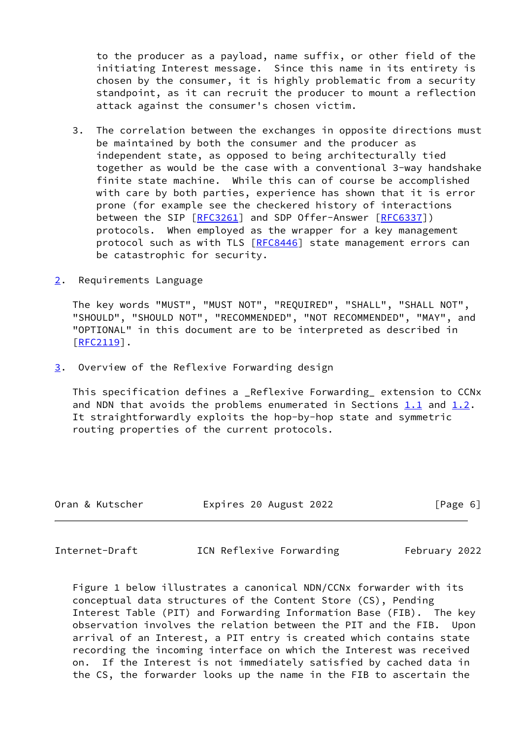to the producer as a payload, name suffix, or other field of the initiating Interest message. Since this name in its entirety is chosen by the consumer, it is highly problematic from a security standpoint, as it can recruit the producer to mount a reflection attack against the consumer's chosen victim.

3. The correlation between the exchanges in opposite directions must be maintained by both the consumer and the producer as independent state, as opposed to being architecturally tied together as would be the case with a conventional 3-way handshake finite state machine. While this can of course be accomplished with care by both parties, experience has shown that it is error prone (for example see the checkered history of interactions between the SIP [RFC3261] and SDP Offer-Answer [RFC6337]) protocols. When employed as the wrapper for a key management protocol such as with TLS [RFC8446] state management errors can be catastrophic for security.

## 2. Requirements Language

The key words "MUST", "MUST NOT", "REQUIRED", "SHALL", "SHALL NOT", "SHOULD", "SHOULD NOT", "RECOMMENDED", "NOT RECOMMENDED", "MAY", and "OPTIONAL" in this document are to be interpreted as described in [RFC2119].

## 3. Overview of the Reflexive Forwarding design

This specification defines a _Reflexive Forwarding_ extension to CCNx and NDN that avoids the problems enumerated in Sections 1.1 and 1.2. It straightforwardly exploits the hop-by-hop state and symmetric routing properties of the current protocols.

Figure 1 below illustrates a canonical NDN/CCNx forwarder with its conceptual data structures of the Content Store (CS), Pending Interest Table (PIT) and Forwarding Information Base (FIB). The key observation involves the relation between the PIT and the FIB. Upon arrival of an Interest, a PIT entry is created which contains state recording the incoming interface on which the Interest was received on. If the Interest is not immediately satisfied by cached data in the CS, the forwarder looks up the name in the FIB to ascertain the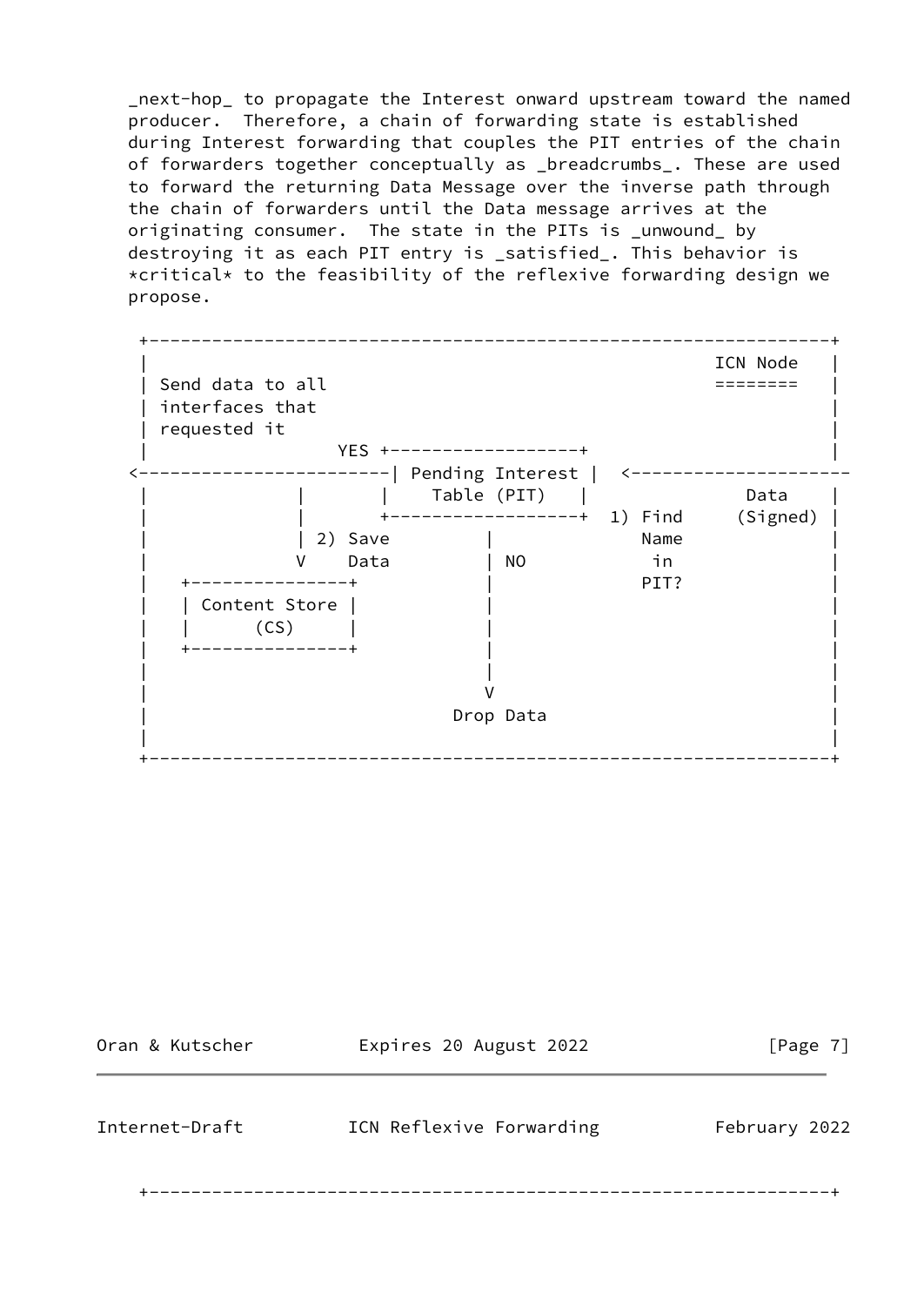_next-hop_ to propagate the Interest onward upstream toward the named producer.  Therefore, a chain of forwarding state is established during Interest forwarding that couples the PIT entries of the chain of forwarders together conceptually as _breadcrumbs_. These are used to forward the returning Data Message over the inverse path through the chain of forwarders until the Data message arrives at the originating consumer.  The state in the PITs is _unwound_ by destroying it as each PIT entry is _satisfied_. This behavior is *critical* to the feasibility of the reflexive forwarding design we propose.

```
 +-----------------------------------------------------------------+
 |                                                     ICN Node    |
 | Send data to all                                    ========    |
 | interfaces that                                                 |
 | requested it                                                    |
 |                YES +-------------------+                        |
<-----------------------| Pending Interest |  <---------------------
 |             |       |    Table (PIT)    |            Data       |
 |             |       +-------------------+  1) Find     (Signed) |
 |             | 2) Save         |              Name               |
 |             V    Data         | NO            in                |
 |   +---------------+           |              PIT?               |
 |   | Content Store |           |                                 |
 |   |      (CS)     |           |                                 |
 |   +---------------+           |                                 |
 |                               |                                 |
 |                               V                                 |
 |                           Drop Data                             |
 |                                                                 |
 +-----------------------------------------------------------------+
```

```
 +-----------------------------------------------------------------+
```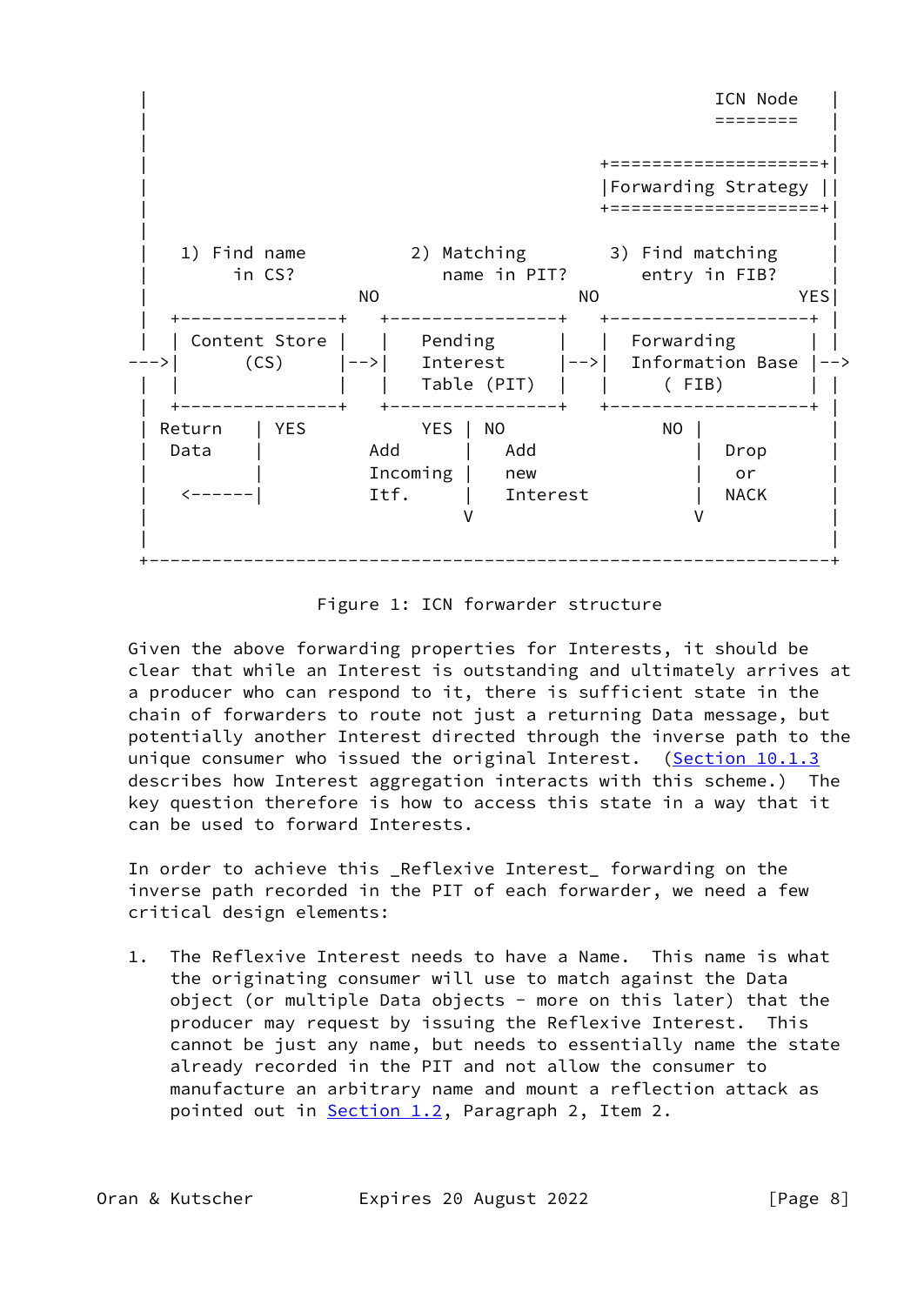```
  |                                                 ICN Node    |
  |                                                 ========    |
  |                                                             |
  |                                       +====================+|
  |                                       |Forwarding Strategy ||
  |                                       +====================+|
  |                                                             |
  |   1) Find name          2) Matching        3) Find matching     |
  |       in CS?               name in PIT?       entry in FIB?     |
  |                     NO                   NO                  YES|
  |  +---------------+   +----------------+   +-------------------+ |
  |  | Content Store |   |   Pending      |   |  Forwarding       | |
--->|       (CS)      |-->|   Interest     |-->|  Information Base |-->
  |  |               |   |   Table (PIT)  |   |    ( FIB)         | |
  |  +---------------+   +----------------+   +-------------------+ |
  | Return    | YES            YES | NO               NO |            |
  |  Data     |          Add       |   Add               |  Drop      |
  |           |          Incoming  |   new               |   or       |
  |   <------|          Itf.      |   Interest          |  NACK      |
  |                                V                     V            |
  |                                                                   |
  +-------------------------------------------------------------------+
```

Figure 1: ICN forwarder structure

Given the above forwarding properties for Interests, it should be clear that while an Interest is outstanding and ultimately arrives at a producer who can respond to it, there is sufficient state in the chain of forwarders to route not just a returning Data message, but potentially another Interest directed through the inverse path to the unique consumer who issued the original Interest. (Section 10.1.3 describes how Interest aggregation interacts with this scheme.) The key question therefore is how to access this state in a way that it can be used to forward Interests.

In order to achieve this _Reflexive Interest_ forwarding on the inverse path recorded in the PIT of each forwarder, we need a few critical design elements:

1. The Reflexive Interest needs to have a Name. This name is what the originating consumer will use to match against the Data object (or multiple Data objects - more on this later) that the producer may request by issuing the Reflexive Interest. This cannot be just any name, but needs to essentially name the state already recorded in the PIT and not allow the consumer to manufacture an arbitrary name and mount a reflection attack as pointed out in Section 1.2, Paragraph 2, Item 2.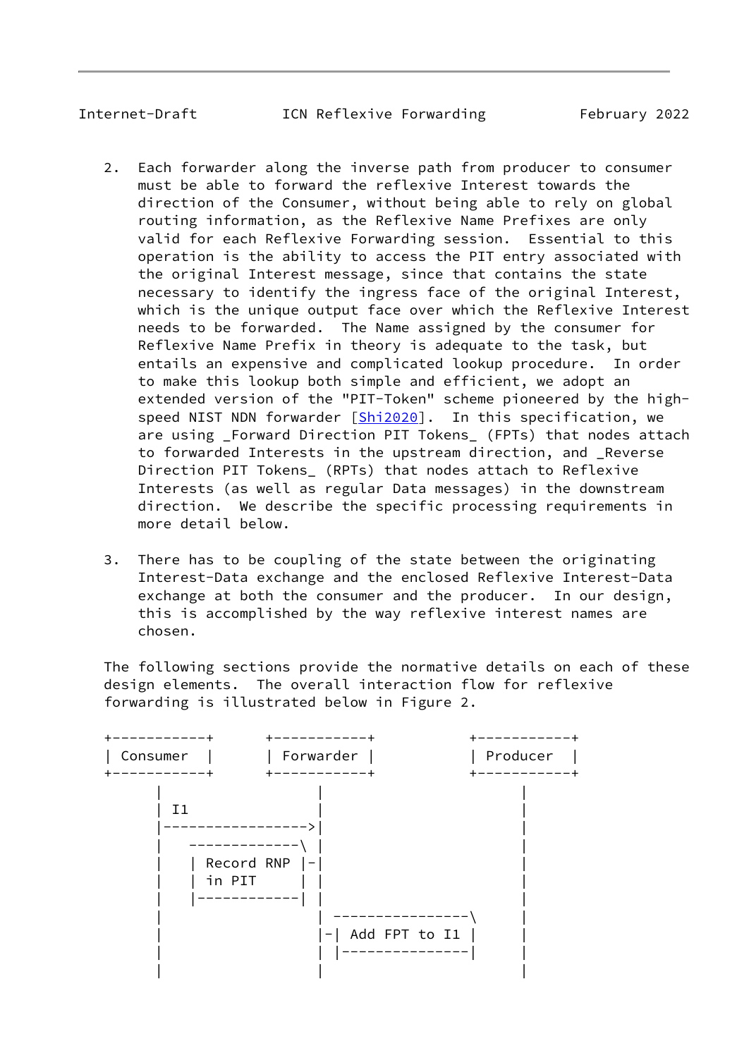2. Each forwarder along the inverse path from producer to consumer must be able to forward the reflexive Interest towards the direction of the Consumer, without being able to rely on global routing information, as the Reflexive Name Prefixes are only valid for each Reflexive Forwarding session. Essential to this operation is the ability to access the PIT entry associated with the original Interest message, since that contains the state necessary to identify the ingress face of the original Interest, which is the unique output face over which the Reflexive Interest needs to be forwarded. The Name assigned by the consumer for Reflexive Name Prefix in theory is adequate to the task, but entails an expensive and complicated lookup procedure. In order to make this lookup both simple and efficient, we adopt an extended version of the "PIT-Token" scheme pioneered by the high-speed NIST NDN forwarder [Shi2020]. In this specification, we are using _Forward Direction PIT Tokens_ (FPTs) that nodes attach to forwarded Interests in the upstream direction, and _Reverse Direction PIT Tokens_ (RPTs) that nodes attach to Reflexive Interests (as well as regular Data messages) in the downstream direction. We describe the specific processing requirements in more detail below.

3. There has to be coupling of the state between the originating Interest-Data exchange and the enclosed Reflexive Interest-Data exchange at both the consumer and the producer. In our design, this is accomplished by the way reflexive interest names are chosen.

The following sections provide the normative details on each of these design elements. The overall interaction flow for reflexive forwarding is illustrated below in Figure 2.

```
+-----------+      +-----------+           +-----------+
| Consumer  |      | Forwarder |           | Producer  |
+-----------+      +-----------+           +-----------+
      |                  |                       |
      | I1               |                       |
      |----------------->|                       |
      |   -------------\ |                       |
      |   | Record RNP |-|                       |
      |   | in PIT     | |                       |
      |   |------------| |                       |
      |                  | ----------------\     |
      |                  |-| Add FPT to I1 |     |
      |                  | |---------------|     |
      |                  |                       |
```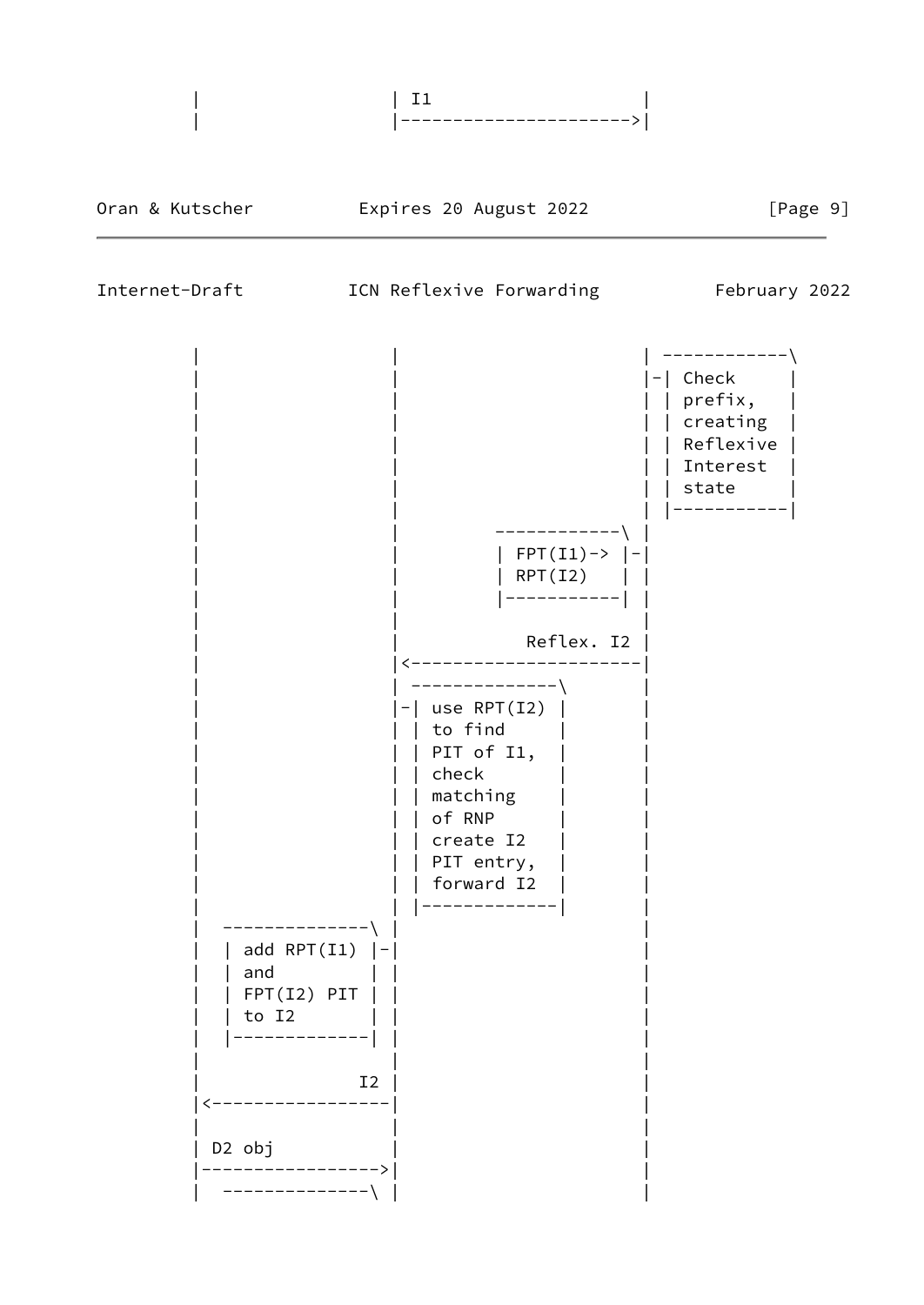```
        |                   | I1                    |
        |                   |---------------------->|
```

```
        |                   |                       | ------------\
        |                   |                       |-| Check      |
        |                   |                       | | prefix,    |
        |                   |                       | | creating   |
        |                   |                       | | Reflexive  |
        |                   |                       | | Interest   |
        |                   |                       | | state      |
        |                   |                       | |-----------|
        |                   |          ------------\ |
        |                   |          | FPT(I1)-> |-|
        |                   |          | RPT(I2)   | |
        |                   |          |-----------| |
        |                   |                       |
        |                   |             Reflex. I2 |
        |                   |<----------------------|
        |                   | --------------\       |
        |                   |-| use RPT(I2) |       |
        |                   | | to find     |       |
        |                   | | PIT of I1,  |       |
        |                   | | check       |       |
        |                   | | matching    |       |
        |                   | | of RNP      |       |
        |                   | | create I2   |       |
        |                   | | PIT entry,  |       |
        |                   | | forward I2  |       |
        |                   | |-------------|       |
        |  --------------\  |                       |
        |  | add RPT(I1) |-|                       |
        |  | and         | |                       |
        |  | FPT(I2) PIT | |                       |
        |  | to I2       | |                       |
        |  |-------------| |                       |
        |                   |                       |
        |                I2 |                       |
        |<------------------|                       |
        |                   |                       |
        | D2 obj            |                       |
        |------------------>|                       |
        |  --------------\  |                       |
```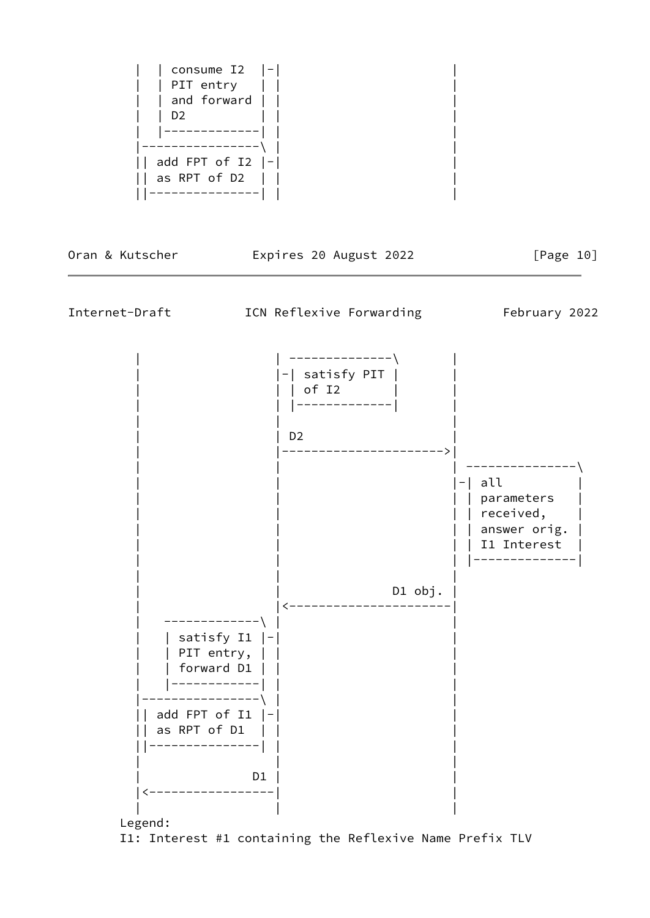```
       |  | consume I2  |-|                      |
       |  | PIT entry   | |                      |
       |  | and forward | |                      |
       |  | D2          | |                      |
       |  |-------------| |                      |
       |----------------\ |                      |
       || add FPT of I2 |-|                      |
       || as RPT of D2  | |                      |
       ||---------------| |                      |
```

```
       |                  | --------------\      |
       |                  |-| satisfy PIT |      |
       |                  | | of I2       |      |
       |                  | |-------------|      |
       |                  |                      |
       |                  | D2                   |
       |                  |--------------------->|
       |                  |                      | ---------------\
       |                  |                      |-| all           |
       |                  |                      | | parameters    |
       |                  |                      | | received,     |
       |                  |                      | | answer orig.  |
       |                  |                      | | I1 Interest   |
       |                  |                      | |--------------|
       |                  |                      |
       |                  |               D1 obj. |
       |                  |<---------------------|
       |   -------------\ |                      |
       |   | satisfy I1 |-|                      |
       |   | PIT entry, | |                      |
       |   | forward D1 | |                      |
       |   |------------| |                      |
       |----------------\ |                      |
       || add FPT of I1 |-|                      |
       || as RPT of D1  | |                      |
       ||---------------| |                      |
       |                  |                      |
       |               D1 |                      |
       |<-----------------|                      |
       |                  |                      |
```

Legend:
I1: Interest #1 containing the Reflexive Name Prefix TLV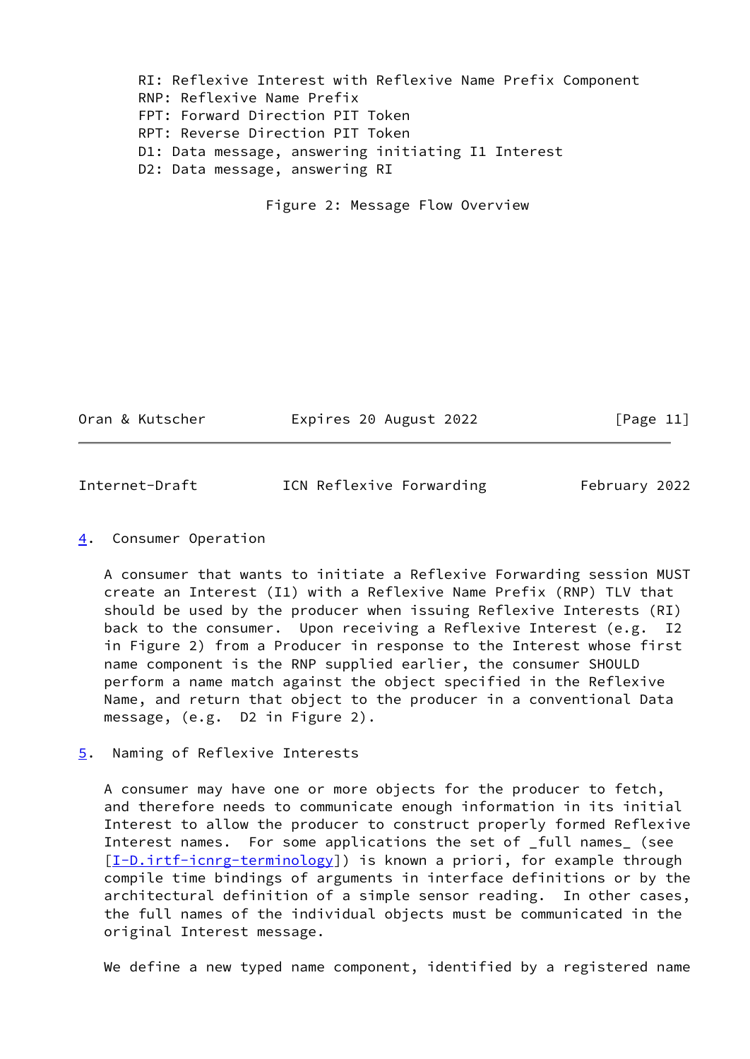RI: Reflexive Interest with Reflexive Name Prefix Component
RNP: Reflexive Name Prefix
FPT: Forward Direction PIT Token
RPT: Reverse Direction PIT Token
D1: Data message, answering initiating I1 Interest
D2: Data message, answering RI

Figure 2: Message Flow Overview

## 4. Consumer Operation

A consumer that wants to initiate a Reflexive Forwarding session MUST create an Interest (I1) with a Reflexive Name Prefix (RNP) TLV that should be used by the producer when issuing Reflexive Interests (RI) back to the consumer. Upon receiving a Reflexive Interest (e.g. I2 in Figure 2) from a Producer in response to the Interest whose first name component is the RNP supplied earlier, the consumer SHOULD perform a name match against the object specified in the Reflexive Name, and return that object to the producer in a conventional Data message, (e.g. D2 in Figure 2).

## 5. Naming of Reflexive Interests

A consumer may have one or more objects for the producer to fetch, and therefore needs to communicate enough information in its initial Interest to allow the producer to construct properly formed Reflexive Interest names. For some applications the set of _full names_ (see [I-D.irtf-icnrg-terminology]) is known a priori, for example through compile time bindings of arguments in interface definitions or by the architectural definition of a simple sensor reading. In other cases, the full names of the individual objects must be communicated in the original Interest message.

We define a new typed name component, identified by a registered name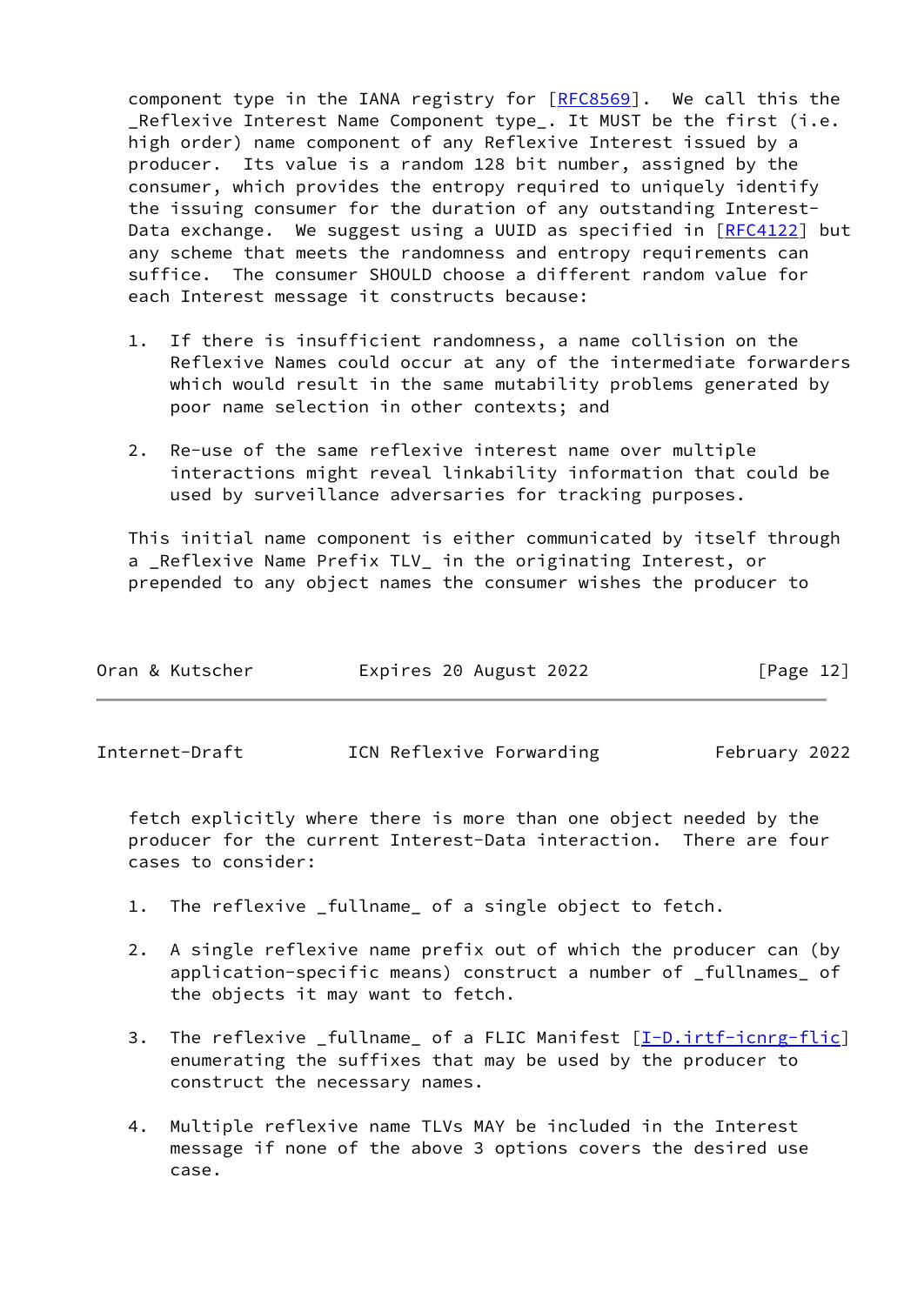component type in the IANA registry for [RFC8569]. We call this the _Reflexive Interest Name Component type_. It MUST be the first (i.e. high order) name component of any Reflexive Interest issued by a producer. Its value is a random 128 bit number, assigned by the consumer, which provides the entropy required to uniquely identify the issuing consumer for the duration of any outstanding Interest-Data exchange. We suggest using a UUID as specified in [RFC4122] but any scheme that meets the randomness and entropy requirements can suffice. The consumer SHOULD choose a different random value for each Interest message it constructs because:

1. If there is insufficient randomness, a name collision on the Reflexive Names could occur at any of the intermediate forwarders which would result in the same mutability problems generated by poor name selection in other contexts; and

2. Re-use of the same reflexive interest name over multiple interactions might reveal linkability information that could be used by surveillance adversaries for tracking purposes.

This initial name component is either communicated by itself through a _Reflexive Name Prefix TLV_ in the originating Interest, or prepended to any object names the consumer wishes the producer to fetch explicitly where there is more than one object needed by the producer for the current Interest-Data interaction. There are four cases to consider:

1. The reflexive _fullname_ of a single object to fetch.

2. A single reflexive name prefix out of which the producer can (by application-specific means) construct a number of _fullnames_ of the objects it may want to fetch.

3. The reflexive _fullname_ of a FLIC Manifest [I-D.irtf-icnrg-flic] enumerating the suffixes that may be used by the producer to construct the necessary names.

4. Multiple reflexive name TLVs MAY be included in the Interest message if none of the above 3 options covers the desired use case.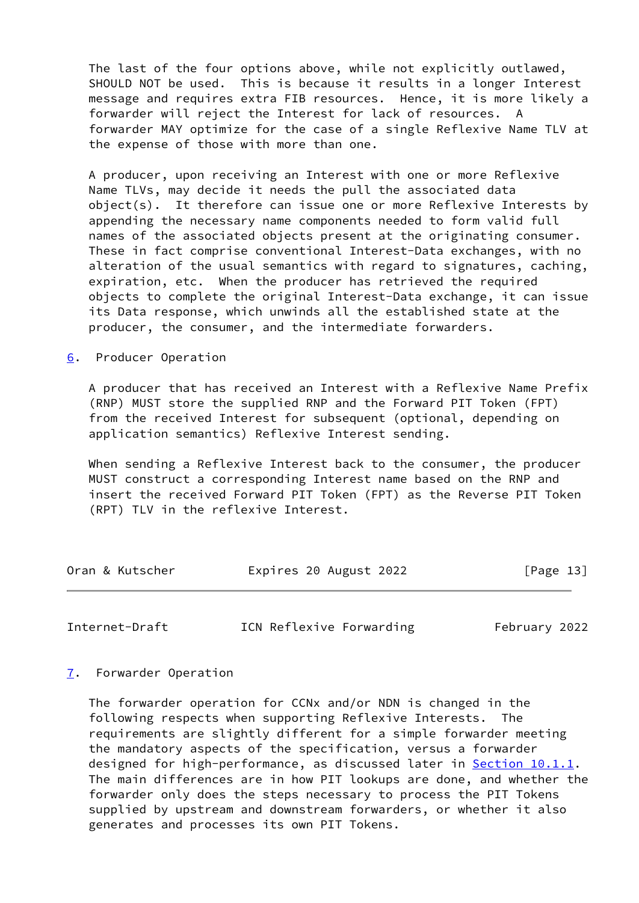The last of the four options above, while not explicitly outlawed, SHOULD NOT be used. This is because it results in a longer Interest message and requires extra FIB resources. Hence, it is more likely a forwarder will reject the Interest for lack of resources. A forwarder MAY optimize for the case of a single Reflexive Name TLV at the expense of those with more than one.

A producer, upon receiving an Interest with one or more Reflexive Name TLVs, may decide it needs the pull the associated data object(s). It therefore can issue one or more Reflexive Interests by appending the necessary name components needed to form valid full names of the associated objects present at the originating consumer. These in fact comprise conventional Interest-Data exchanges, with no alteration of the usual semantics with regard to signatures, caching, expiration, etc. When the producer has retrieved the required objects to complete the original Interest-Data exchange, it can issue its Data response, which unwinds all the established state at the producer, the consumer, and the intermediate forwarders.

## 6. Producer Operation

A producer that has received an Interest with a Reflexive Name Prefix (RNP) MUST store the supplied RNP and the Forward PIT Token (FPT) from the received Interest for subsequent (optional, depending on application semantics) Reflexive Interest sending.

When sending a Reflexive Interest back to the consumer, the producer MUST construct a corresponding Interest name based on the RNP and insert the received Forward PIT Token (FPT) as the Reverse PIT Token (RPT) TLV in the reflexive Interest.

## 7. Forwarder Operation

The forwarder operation for CCNx and/or NDN is changed in the following respects when supporting Reflexive Interests. The requirements are slightly different for a simple forwarder meeting the mandatory aspects of the specification, versus a forwarder designed for high-performance, as discussed later in Section 10.1.1. The main differences are in how PIT lookups are done, and whether the forwarder only does the steps necessary to process the PIT Tokens supplied by upstream and downstream forwarders, or whether it also generates and processes its own PIT Tokens.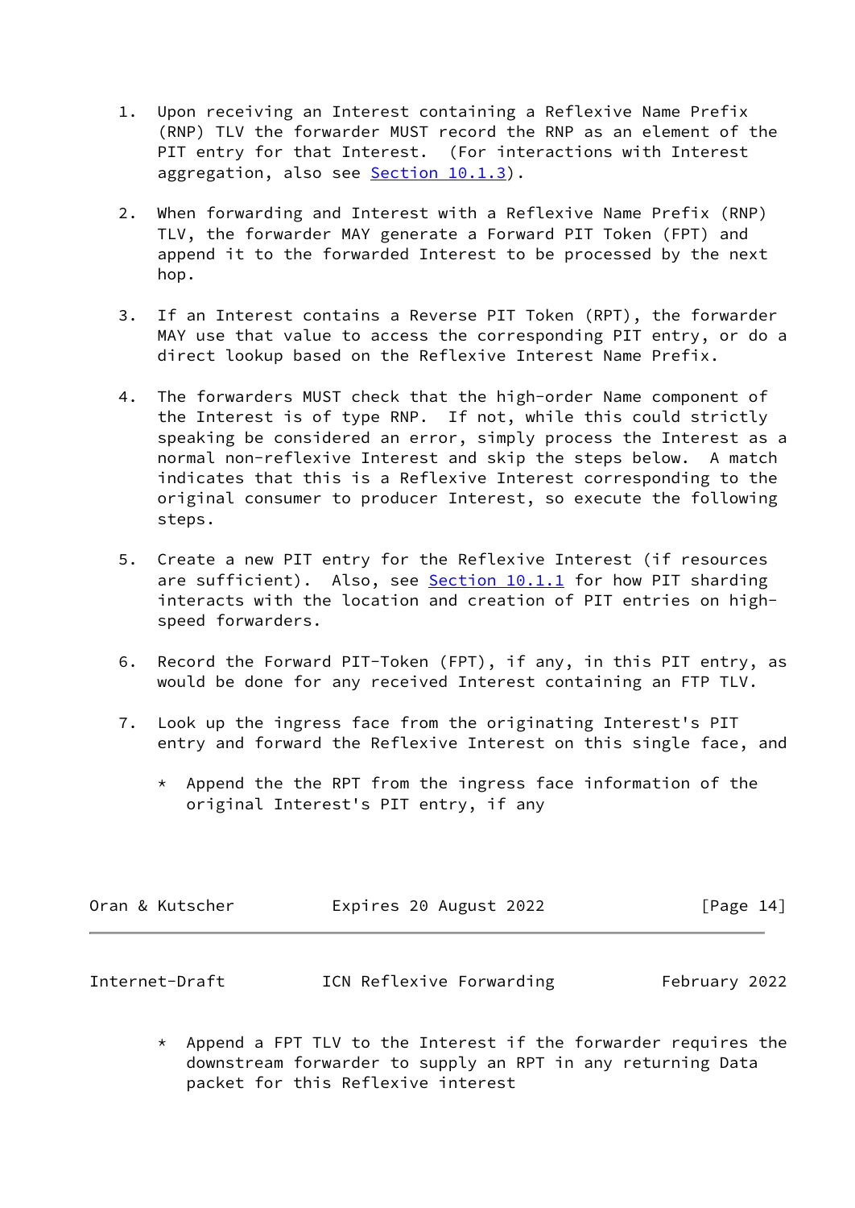1. Upon receiving an Interest containing a Reflexive Name Prefix (RNP) TLV the forwarder MUST record the RNP as an element of the PIT entry for that Interest. (For interactions with Interest aggregation, also see Section 10.1.3).

2. When forwarding and Interest with a Reflexive Name Prefix (RNP) TLV, the forwarder MAY generate a Forward PIT Token (FPT) and append it to the forwarded Interest to be processed by the next hop.

3. If an Interest contains a Reverse PIT Token (RPT), the forwarder MAY use that value to access the corresponding PIT entry, or do a direct lookup based on the Reflexive Interest Name Prefix.

4. The forwarders MUST check that the high-order Name component of the Interest is of type RNP. If not, while this could strictly speaking be considered an error, simply process the Interest as a normal non-reflexive Interest and skip the steps below. A match indicates that this is a Reflexive Interest corresponding to the original consumer to producer Interest, so execute the following steps.

5. Create a new PIT entry for the Reflexive Interest (if resources are sufficient). Also, see Section 10.1.1 for how PIT sharding interacts with the location and creation of PIT entries on high-speed forwarders.

6. Record the Forward PIT-Token (FPT), if any, in this PIT entry, as would be done for any received Interest containing an FTP TLV.

7. Look up the ingress face from the originating Interest's PIT entry and forward the Reflexive Interest on this single face, and

   * Append the the RPT from the ingress face information of the original Interest's PIT entry, if any

   * Append a FPT TLV to the Interest if the forwarder requires the downstream forwarder to supply an RPT in any returning Data packet for this Reflexive interest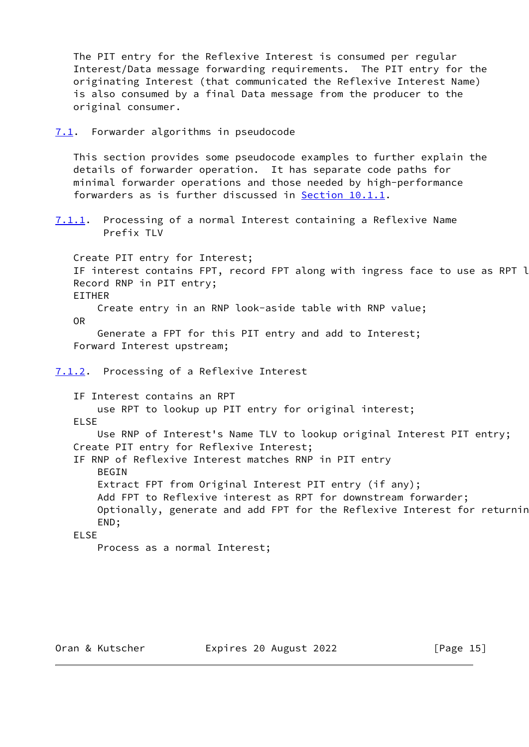The PIT entry for the Reflexive Interest is consumed per regular Interest/Data message forwarding requirements. The PIT entry for the originating Interest (that communicated the Reflexive Interest Name) is also consumed by a final Data message from the producer to the original consumer.

### 7.1. Forwarder algorithms in pseudocode

This section provides some pseudocode examples to further explain the details of forwarder operation. It has separate code paths for minimal forwarder operations and those needed by high-performance forwarders as is further discussed in Section 10.1.1.

#### 7.1.1. Processing of a normal Interest containing a Reflexive Name Prefix TLV

```
Create PIT entry for Interest;
IF interest contains FPT, record FPT along with ingress face to use as RPT l
Record RNP in PIT entry;
EITHER
    Create entry in an RNP look-aside table with RNP value;
OR
    Generate a FPT for this PIT entry and add to Interest;
Forward Interest upstream;
```

#### 7.1.2. Processing of a Reflexive Interest

```
IF Interest contains an RPT
    use RPT to lookup up PIT entry for original interest;
ELSE
    Use RNP of Interest's Name TLV to lookup original Interest PIT entry;
Create PIT entry for Reflexive Interest;
IF RNP of Reflexive Interest matches RNP in PIT entry
    BEGIN
    Extract FPT from Original Interest PIT entry (if any);
    Add FPT to Reflexive interest as RPT for downstream forwarder;
    Optionally, generate and add FPT for the Reflexive Interest for returnin
    END;
ELSE
    Process as a normal Interest;
```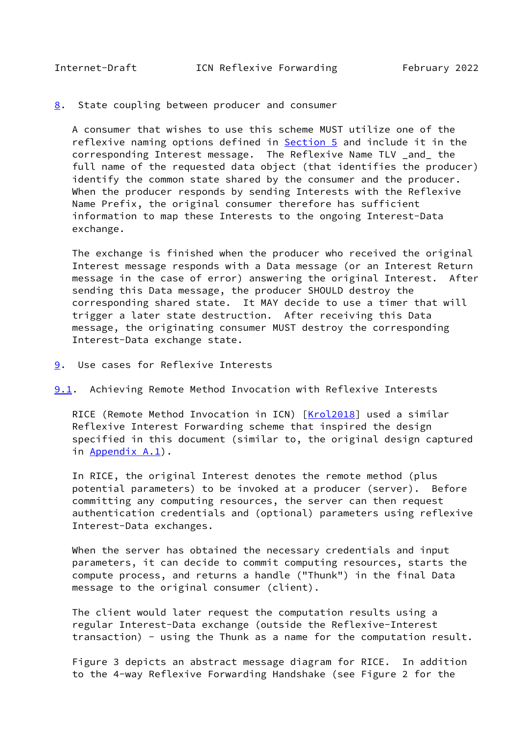## 8. State coupling between producer and consumer

A consumer that wishes to use this scheme MUST utilize one of the reflexive naming options defined in Section 5 and include it in the corresponding Interest message. The Reflexive Name TLV _and_ the full name of the requested data object (that identifies the producer) identify the common state shared by the consumer and the producer. When the producer responds by sending Interests with the Reflexive Name Prefix, the original consumer therefore has sufficient information to map these Interests to the ongoing Interest-Data exchange.

The exchange is finished when the producer who received the original Interest message responds with a Data message (or an Interest Return message in the case of error) answering the original Interest. After sending this Data message, the producer SHOULD destroy the corresponding shared state. It MAY decide to use a timer that will trigger a later state destruction. After receiving this Data message, the originating consumer MUST destroy the corresponding Interest-Data exchange state.

## 9. Use cases for Reflexive Interests

### 9.1. Achieving Remote Method Invocation with Reflexive Interests

RICE (Remote Method Invocation in ICN) [Krol2018] used a similar Reflexive Interest Forwarding scheme that inspired the design specified in this document (similar to, the original design captured in Appendix A.1).

In RICE, the original Interest denotes the remote method (plus potential parameters) to be invoked at a producer (server). Before committing any computing resources, the server can then request authentication credentials and (optional) parameters using reflexive Interest-Data exchanges.

When the server has obtained the necessary credentials and input parameters, it can decide to commit computing resources, starts the compute process, and returns a handle ("Thunk") in the final Data message to the original consumer (client).

The client would later request the computation results using a regular Interest-Data exchange (outside the Reflexive-Interest transaction) - using the Thunk as a name for the computation result.

Figure 3 depicts an abstract message diagram for RICE. In addition to the 4-way Reflexive Forwarding Handshake (see Figure 2 for the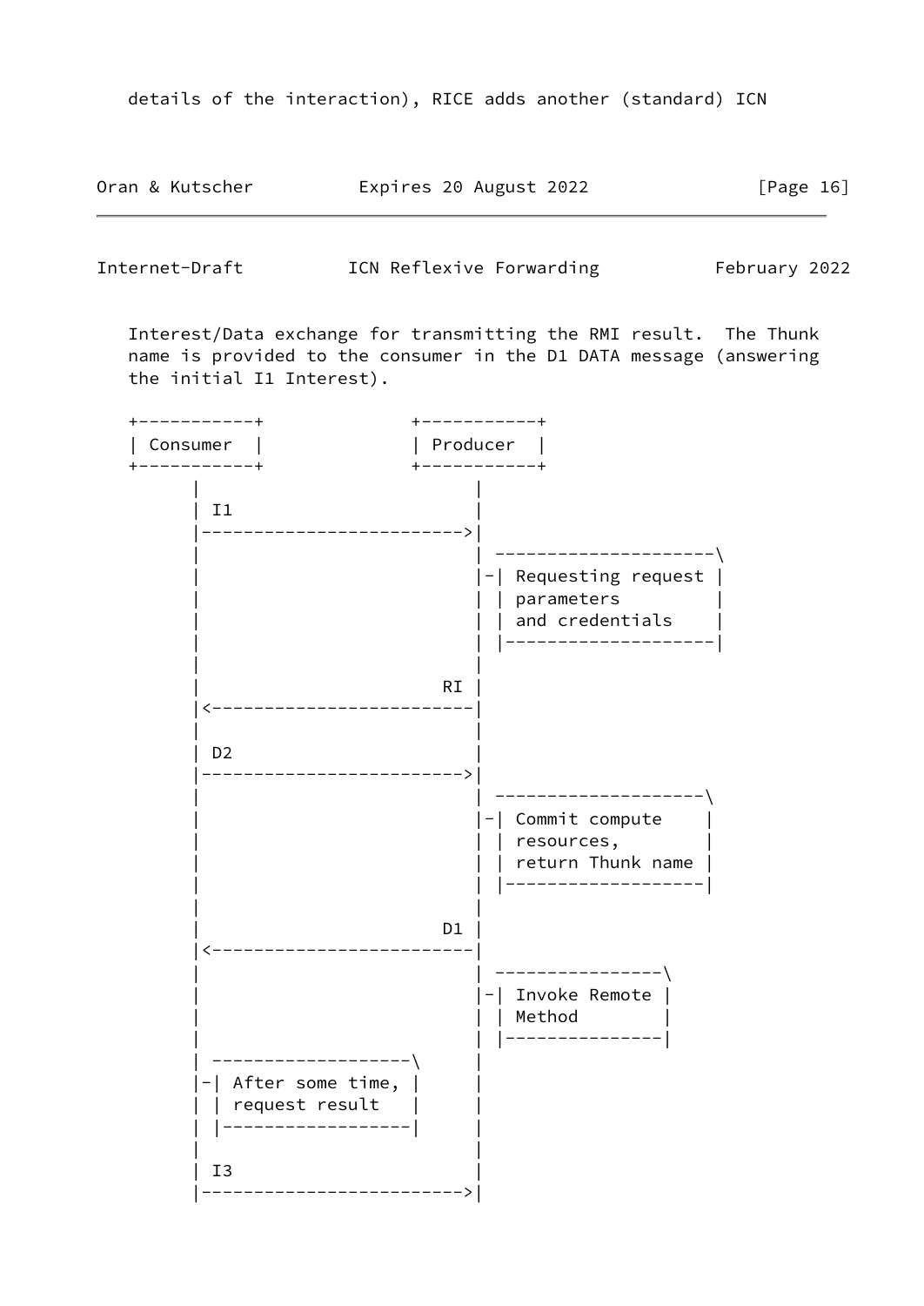details of the interaction), RICE adds another (standard) ICN

Interest/Data exchange for transmitting the RMI result. The Thunk name is provided to the consumer in the D1 DATA message (answering the initial I1 Interest).

```
+-----------+              +-----------+
| Consumer  |              | Producer  |
+-----------+              +-----------+
      |                          |
      | I1                       |
      |------------------------->|
      |                          | ---------------------\
      |                          |-| Requesting request |
      |                          | | parameters         |
      |                          | | and credentials    |
      |                          | |--------------------|
      |                          |
      |                       RI |
      |<-------------------------|
      |                          |
      | D2                       |
      |------------------------->|
      |                          | --------------------\
      |                          |-| Commit compute    |
      |                          | | resources,        |
      |                          | | return Thunk name |
      |                          | |-------------------|
      |                          |
      |                       D1 |
      |<-------------------------|
      |                          | ----------------\
      |                          |-| Invoke Remote |
      |                          | | Method        |
      |                          | |---------------|
      | -------------------\     |
      |-| After some time, |     |
      | | request result   |     |
      | |------------------|     |
      |                          |
      | I3                       |
      |------------------------->|
```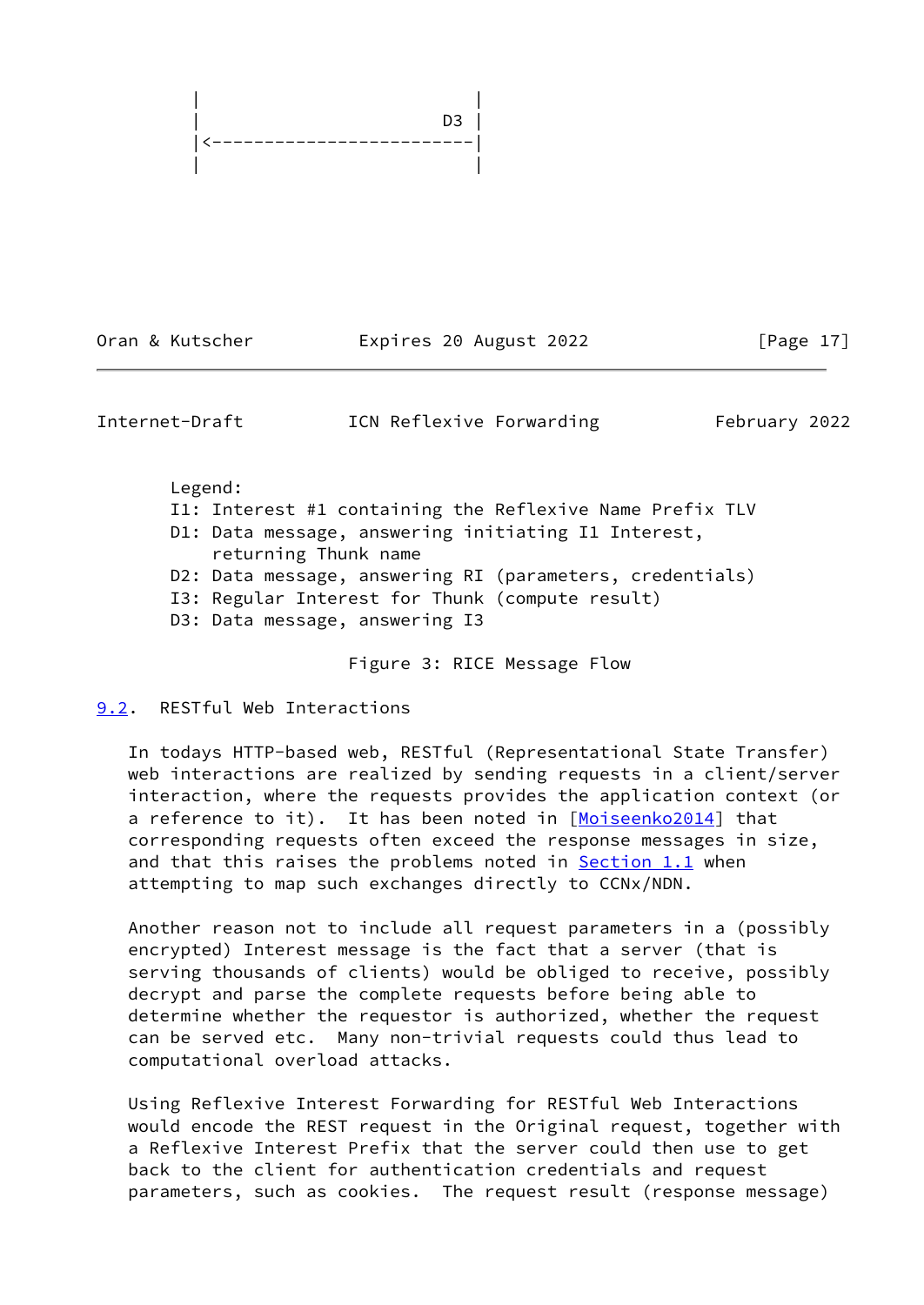```
   |                         |
   |                      D3 |
   |<------------------------|
   |                         |
```

```
Legend:
I1: Interest #1 containing the Reflexive Name Prefix TLV
D1: Data message, answering initiating I1 Interest,
    returning Thunk name
D2: Data message, answering RI (parameters, credentials)
I3: Regular Interest for Thunk (compute result)
D3: Data message, answering I3
```

Figure 3: RICE Message Flow

### 9.2. RESTful Web Interactions

In todays HTTP-based web, RESTful (Representational State Transfer) web interactions are realized by sending requests in a client/server interaction, where the requests provides the application context (or a reference to it). It has been noted in [Moiseenko2014] that corresponding requests often exceed the response messages in size, and that this raises the problems noted in Section 1.1 when attempting to map such exchanges directly to CCNx/NDN.

Another reason not to include all request parameters in a (possibly encrypted) Interest message is the fact that a server (that is serving thousands of clients) would be obliged to receive, possibly decrypt and parse the complete requests before being able to determine whether the requestor is authorized, whether the request can be served etc. Many non-trivial requests could thus lead to computational overload attacks.

Using Reflexive Interest Forwarding for RESTful Web Interactions would encode the REST request in the Original request, together with a Reflexive Interest Prefix that the server could then use to get back to the client for authentication credentials and request parameters, such as cookies. The request result (response message)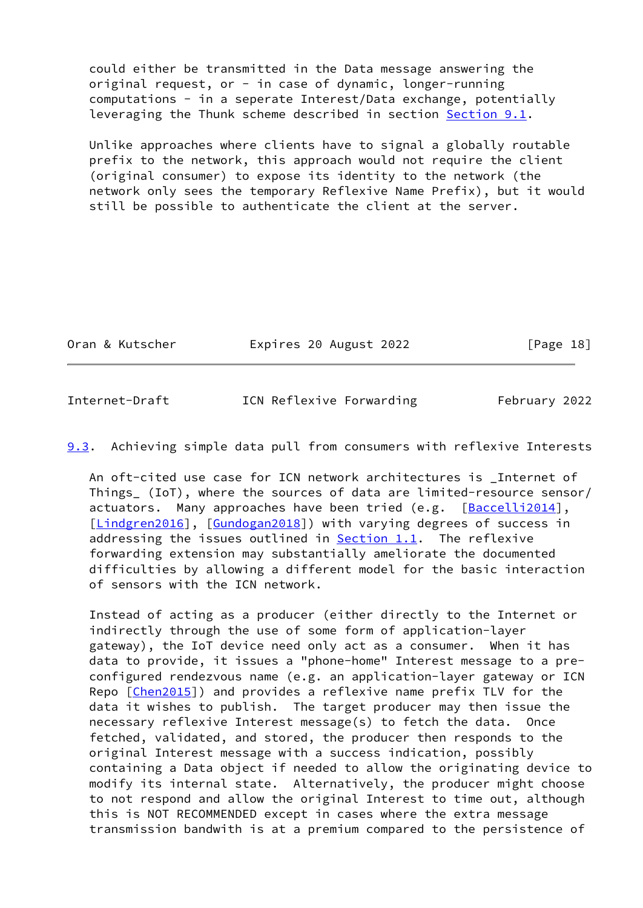could either be transmitted in the Data message answering the original request, or - in case of dynamic, longer-running computations - in a seperate Interest/Data exchange, potentially leveraging the Thunk scheme described in section Section 9.1.

Unlike approaches where clients have to signal a globally routable prefix to the network, this approach would not require the client (original consumer) to expose its identity to the network (the network only sees the temporary Reflexive Name Prefix), but it would still be possible to authenticate the client at the server.

## 9.3. Achieving simple data pull from consumers with reflexive Interests

An oft-cited use case for ICN network architectures is _Internet of Things_ (IoT), where the sources of data are limited-resource sensor/actuators. Many approaches have been tried (e.g. [Baccelli2014], [Lindgren2016], [Gundogan2018]) with varying degrees of success in addressing the issues outlined in Section 1.1. The reflexive forwarding extension may substantially ameliorate the documented difficulties by allowing a different model for the basic interaction of sensors with the ICN network.

Instead of acting as a producer (either directly to the Internet or indirectly through the use of some form of application-layer gateway), the IoT device need only act as a consumer. When it has data to provide, it issues a "phone-home" Interest message to a pre-configured rendezvous name (e.g. an application-layer gateway or ICN Repo [Chen2015]) and provides a reflexive name prefix TLV for the data it wishes to publish. The target producer may then issue the necessary reflexive Interest message(s) to fetch the data. Once fetched, validated, and stored, the producer then responds to the original Interest message with a success indication, possibly containing a Data object if needed to allow the originating device to modify its internal state. Alternatively, the producer might choose to not respond and allow the original Interest to time out, although this is NOT RECOMMENDED except in cases where the extra message transmission bandwith is at a premium compared to the persistence of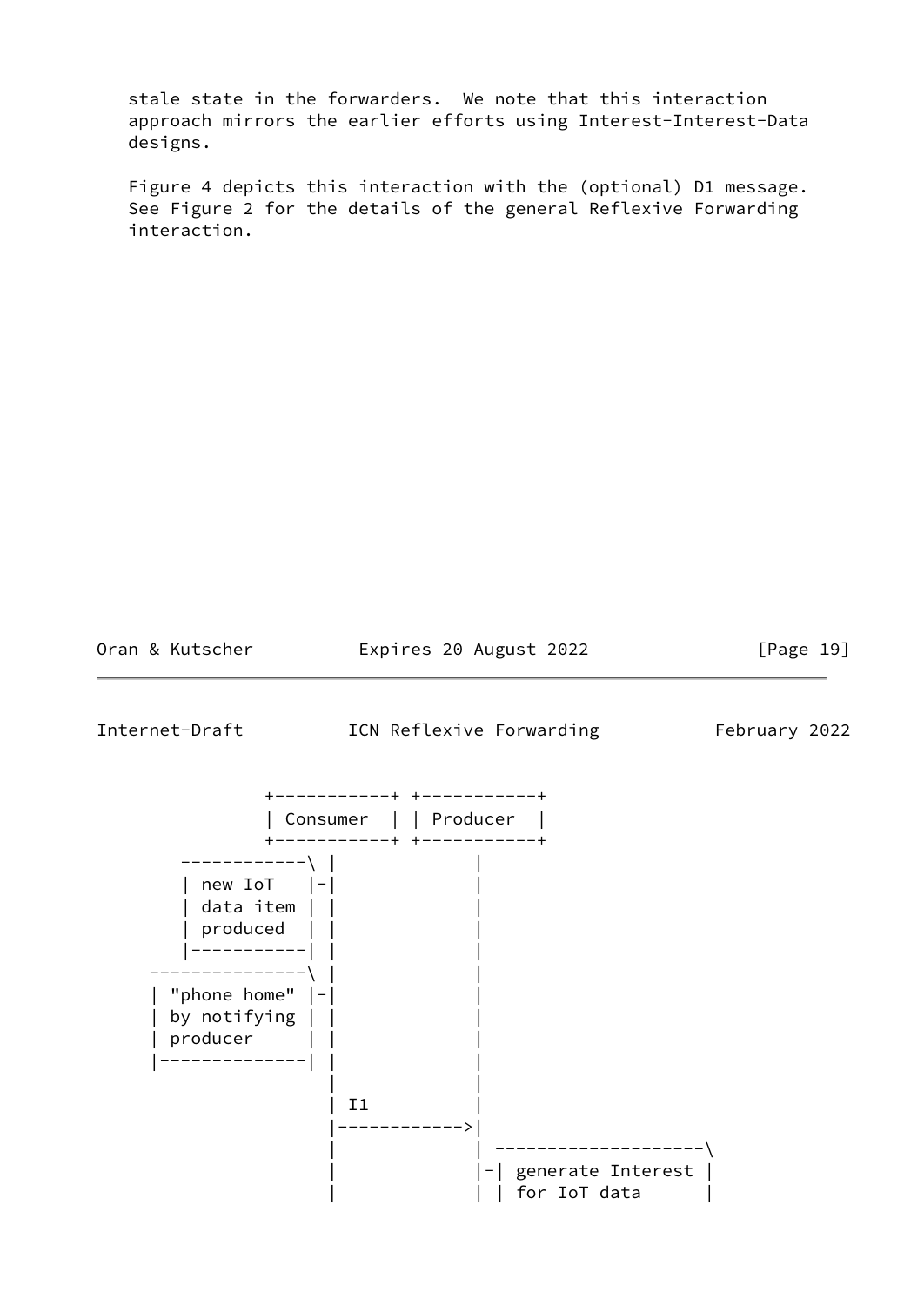stale state in the forwarders. We note that this interaction approach mirrors the earlier efforts using Interest-Interest-Data designs.

Figure 4 depicts this interaction with the (optional) D1 message. See Figure 2 for the details of the general Reflexive Forwarding interaction.

```
              +-----------+ +-----------+
              | Consumer  | | Producer  |
              +-----------+ +-----------+
      ------------\ |             |
      | new IoT   |-|             |
      | data item | |             |
      | produced  | |             |
      |-----------| |             |
   ---------------\ |             |
   | "phone home" |-|             |
   | by notifying | |             |
   | producer     | |             |
   |--------------| |             |
                    |             |
                    | I1          |
                    |------------>|
                    |             | --------------------\
                    |             |-| generate Interest |
                    |             | | for IoT data      |
```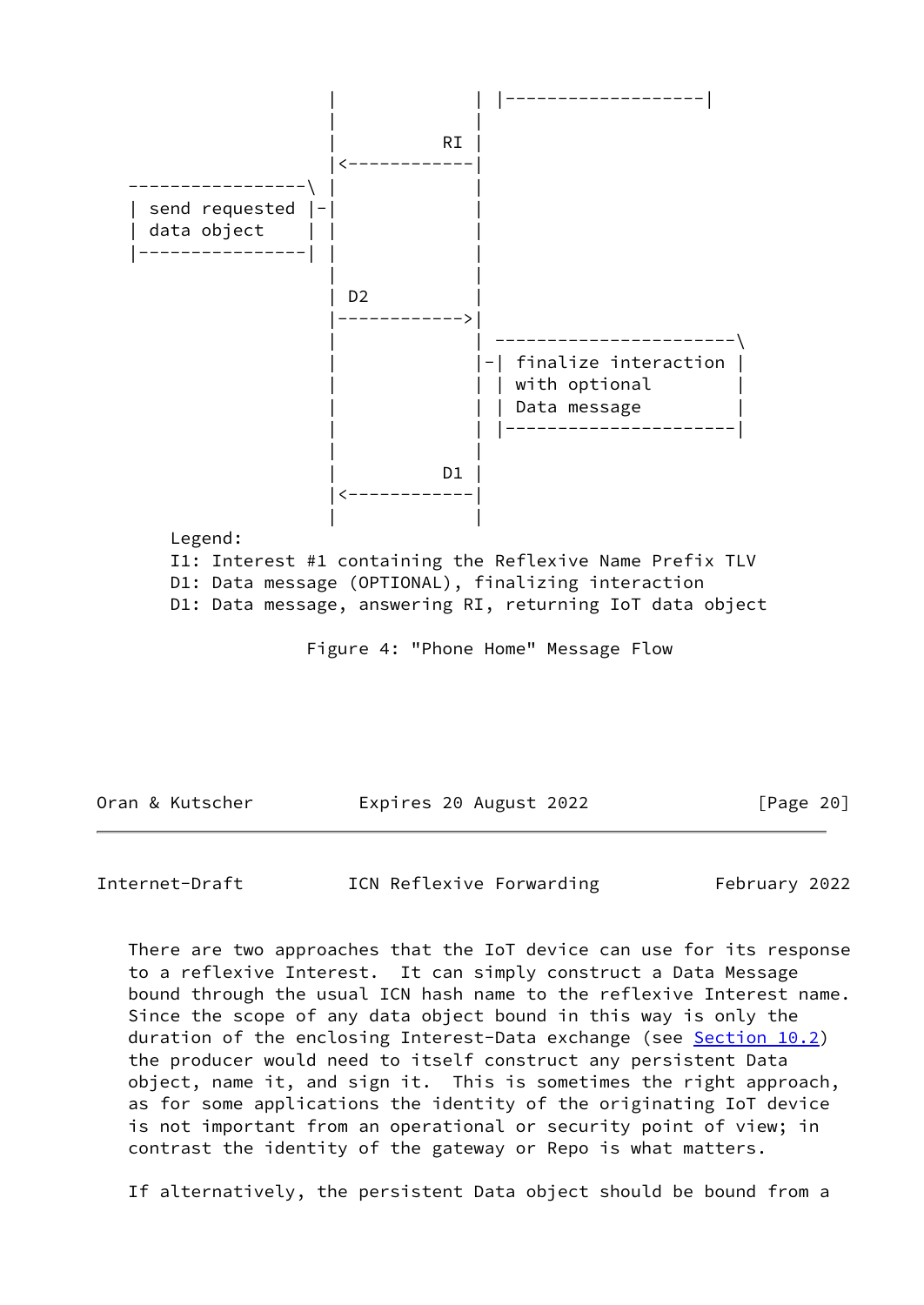```
                   |              | |-------------------|
                   |              |
                   |           RI |
                   |<-------------|
 -----------------\ |              |
 | send requested |-|              |
 | data object    | |              |
 |----------------| |              |
                   |              |
                   | D2           |
                   |------------->|
                   |              | ----------------------\
                   |              |-| finalize interaction |
                   |              | | with optional        |
                   |              | | Data message         |
                   |              | |----------------------|
                   |              |
                   |           D1 |
                   |<-------------|
                   |              |
      Legend:
      I1: Interest #1 containing the Reflexive Name Prefix TLV
      D1: Data message (OPTIONAL), finalizing interaction
      D1: Data message, answering RI, returning IoT data object
```

Figure 4: "Phone Home" Message Flow

There are two approaches that the IoT device can use for its response to a reflexive Interest. It can simply construct a Data Message bound through the usual ICN hash name to the reflexive Interest name. Since the scope of any data object bound in this way is only the duration of the enclosing Interest-Data exchange (see Section 10.2) the producer would need to itself construct any persistent Data object, name it, and sign it. This is sometimes the right approach, as for some applications the identity of the originating IoT device is not important from an operational or security point of view; in contrast the identity of the gateway or Repo is what matters.

If alternatively, the persistent Data object should be bound from a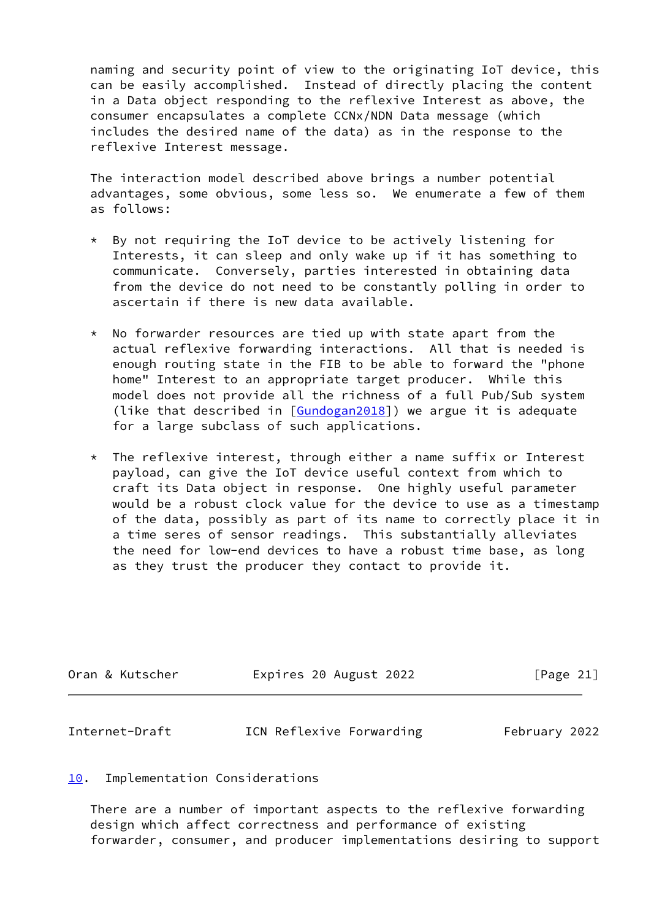naming and security point of view to the originating IoT device, this can be easily accomplished. Instead of directly placing the content in a Data object responding to the reflexive Interest as above, the consumer encapsulates a complete CCNx/NDN Data message (which includes the desired name of the data) as in the response to the reflexive Interest message.

The interaction model described above brings a number potential advantages, some obvious, some less so. We enumerate a few of them as follows:

* By not requiring the IoT device to be actively listening for Interests, it can sleep and only wake up if it has something to communicate. Conversely, parties interested in obtaining data from the device do not need to be constantly polling in order to ascertain if there is new data available.

* No forwarder resources are tied up with state apart from the actual reflexive forwarding interactions. All that is needed is enough routing state in the FIB to be able to forward the "phone home" Interest to an appropriate target producer. While this model does not provide all the richness of a full Pub/Sub system (like that described in [Gundogan2018]) we argue it is adequate for a large subclass of such applications.

* The reflexive interest, through either a name suffix or Interest payload, can give the IoT device useful context from which to craft its Data object in response. One highly useful parameter would be a robust clock value for the device to use as a timestamp of the data, possibly as part of its name to correctly place it in a time seres of sensor readings. This substantially alleviates the need for low-end devices to have a robust time base, as long as they trust the producer they contact to provide it.

## 10. Implementation Considerations

There are a number of important aspects to the reflexive forwarding design which affect correctness and performance of existing forwarder, consumer, and producer implementations desiring to support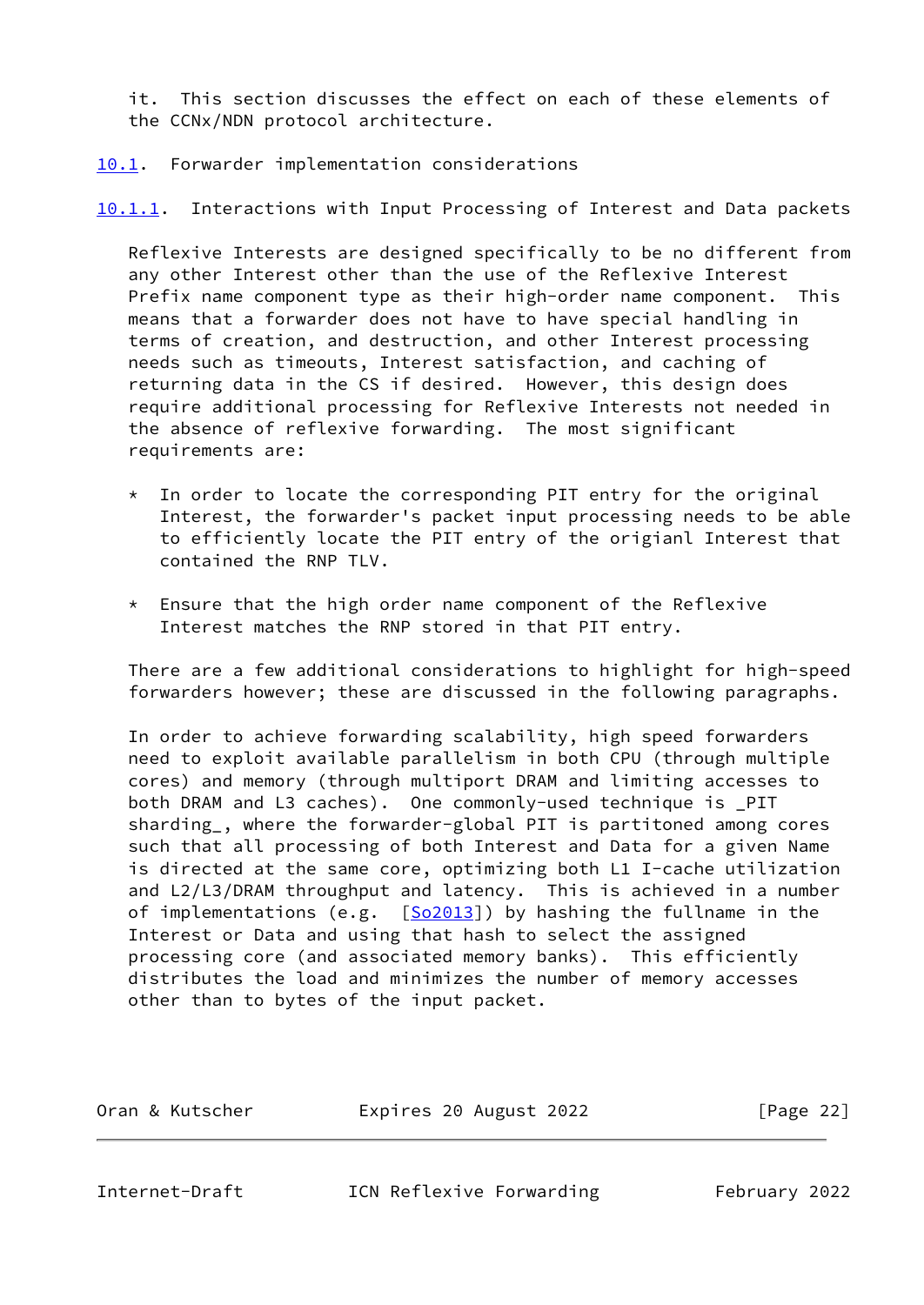it. This section discusses the effect on each of these elements of the CCNx/NDN protocol architecture.

## 10.1. Forwarder implementation considerations

### 10.1.1. Interactions with Input Processing of Interest and Data packets

Reflexive Interests are designed specifically to be no different from any other Interest other than the use of the Reflexive Interest Prefix name component type as their high-order name component. This means that a forwarder does not have to have special handling in terms of creation, and destruction, and other Interest processing needs such as timeouts, Interest satisfaction, and caching of returning data in the CS if desired. However, this design does require additional processing for Reflexive Interests not needed in the absence of reflexive forwarding. The most significant requirements are:

* In order to locate the corresponding PIT entry for the original Interest, the forwarder's packet input processing needs to be able to efficiently locate the PIT entry of the origianl Interest that contained the RNP TLV.

* Ensure that the high order name component of the Reflexive Interest matches the RNP stored in that PIT entry.

There are a few additional considerations to highlight for high-speed forwarders however; these are discussed in the following paragraphs.

In order to achieve forwarding scalability, high speed forwarders need to exploit available parallelism in both CPU (through multiple cores) and memory (through multiport DRAM and limiting accesses to both DRAM and L3 caches). One commonly-used technique is _PIT sharding_, where the forwarder-global PIT is partitoned among cores such that all processing of both Interest and Data for a given Name is directed at the same core, optimizing both L1 I-cache utilization and L2/L3/DRAM throughput and latency. This is achieved in a number of implementations (e.g. [So2013]) by hashing the fullname in the Interest or Data and using that hash to select the assigned processing core (and associated memory banks). This efficiently distributes the load and minimizes the number of memory accesses other than to bytes of the input packet.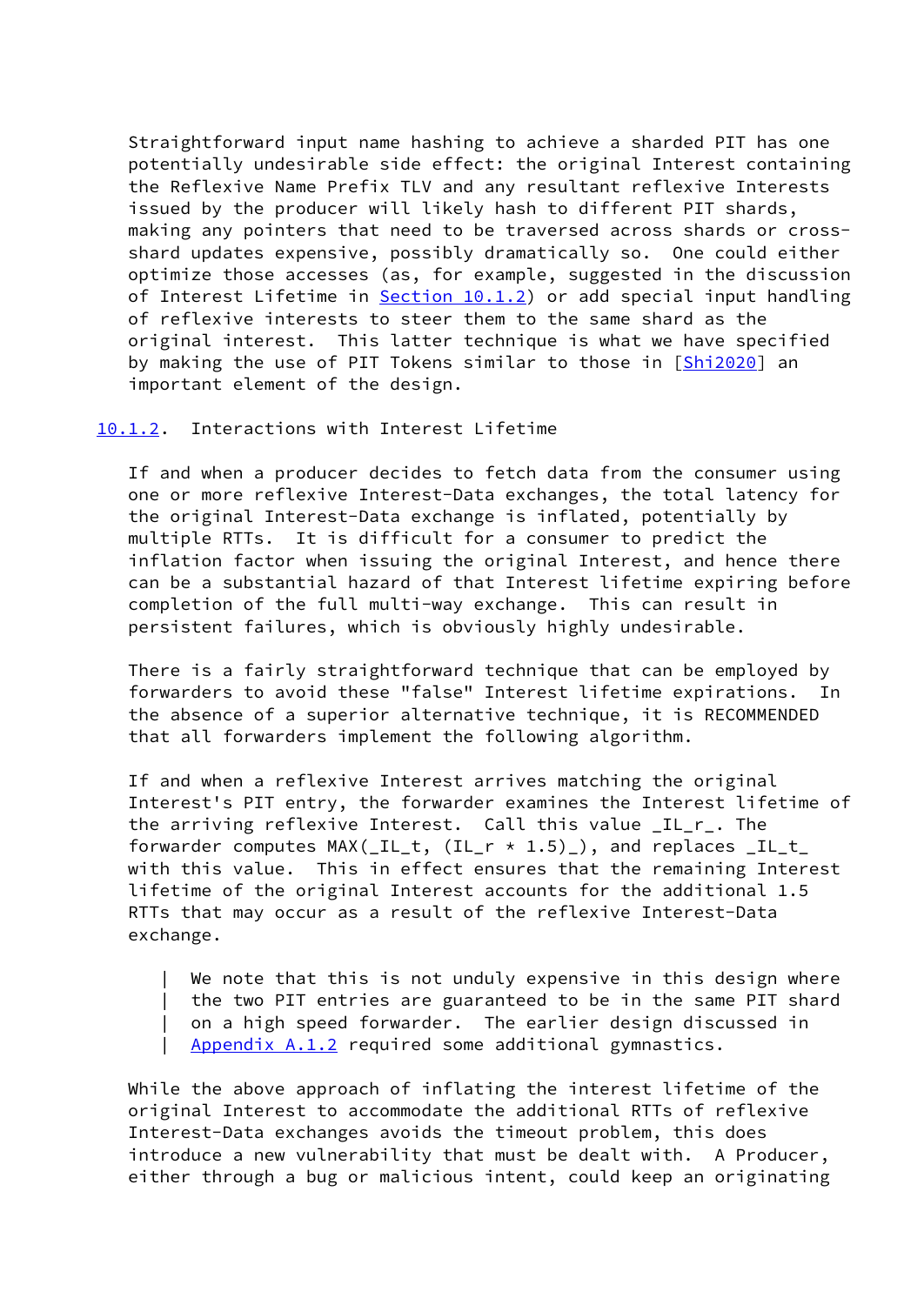Straightforward input name hashing to achieve a sharded PIT has one potentially undesirable side effect: the original Interest containing the Reflexive Name Prefix TLV and any resultant reflexive Interests issued by the producer will likely hash to different PIT shards, making any pointers that need to be traversed across shards or cross-shard updates expensive, possibly dramatically so. One could either optimize those accesses (as, for example, suggested in the discussion of Interest Lifetime in Section 10.1.2) or add special input handling of reflexive interests to steer them to the same shard as the original interest. This latter technique is what we have specified by making the use of PIT Tokens similar to those in [Shi2020] an important element of the design.

### 10.1.2. Interactions with Interest Lifetime

If and when a producer decides to fetch data from the consumer using one or more reflexive Interest-Data exchanges, the total latency for the original Interest-Data exchange is inflated, potentially by multiple RTTs. It is difficult for a consumer to predict the inflation factor when issuing the original Interest, and hence there can be a substantial hazard of that Interest lifetime expiring before completion of the full multi-way exchange. This can result in persistent failures, which is obviously highly undesirable.

There is a fairly straightforward technique that can be employed by forwarders to avoid these "false" Interest lifetime expirations. In the absence of a superior alternative technique, it is RECOMMENDED that all forwarders implement the following algorithm.

If and when a reflexive Interest arrives matching the original Interest's PIT entry, the forwarder examines the Interest lifetime of the arriving reflexive Interest. Call this value _IL_r_. The forwarder computes MAX(_IL_t, (IL_r * 1.5)_), and replaces _IL_t_ with this value. This in effect ensures that the remaining Interest lifetime of the original Interest accounts for the additional 1.5 RTTs that may occur as a result of the reflexive Interest-Data exchange.

> We note that this is not unduly expensive in this design where the two PIT entries are guaranteed to be in the same PIT shard on a high speed forwarder. The earlier design discussed in Appendix A.1.2 required some additional gymnastics.

While the above approach of inflating the interest lifetime of the original Interest to accommodate the additional RTTs of reflexive Interest-Data exchanges avoids the timeout problem, this does introduce a new vulnerability that must be dealt with. A Producer, either through a bug or malicious intent, could keep an originating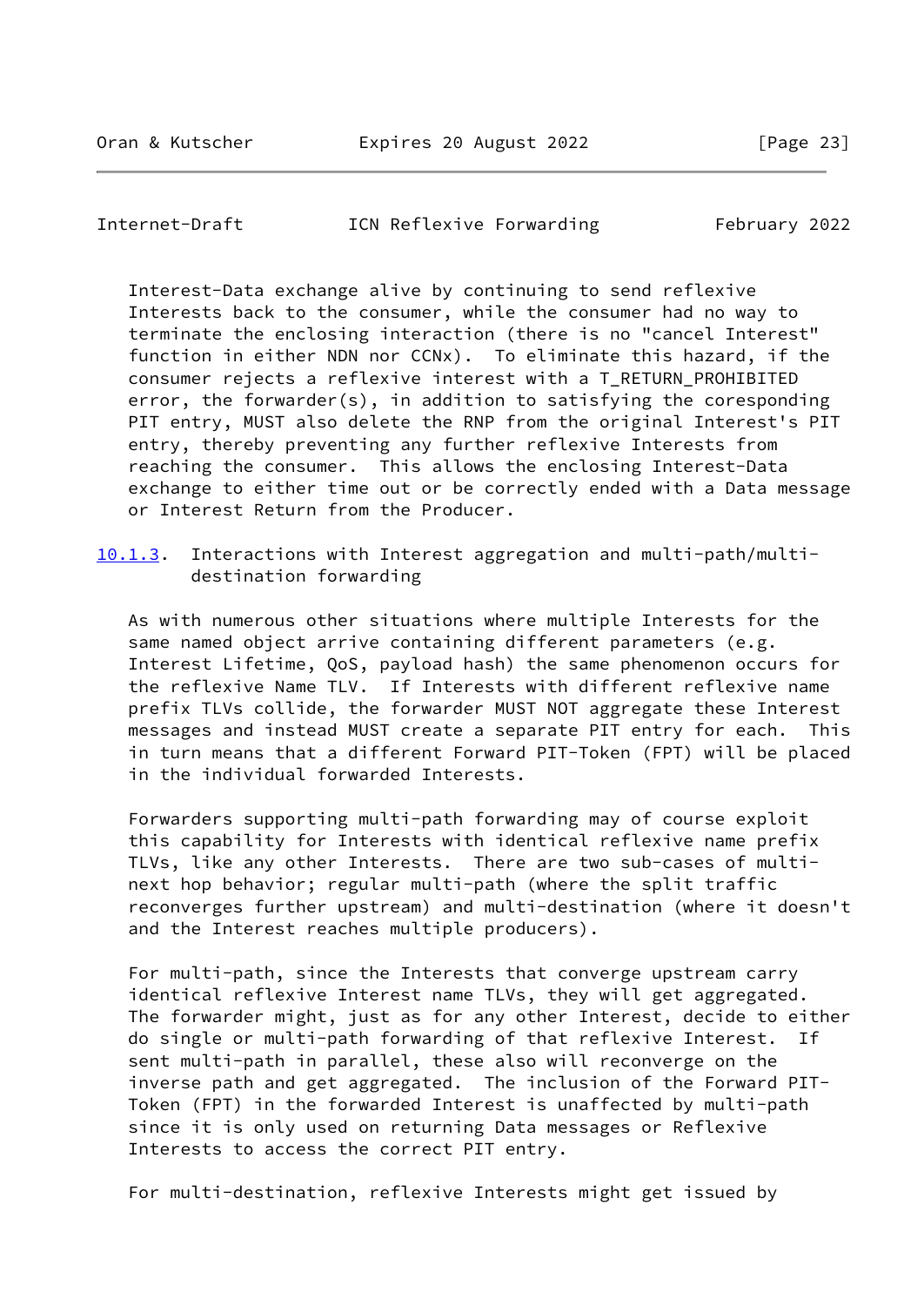Interest-Data exchange alive by continuing to send reflexive Interests back to the consumer, while the consumer had no way to terminate the enclosing interaction (there is no "cancel Interest" function in either NDN nor CCNx). To eliminate this hazard, if the consumer rejects a reflexive interest with a T_RETURN_PROHIBITED error, the forwarder(s), in addition to satisfying the coresponding PIT entry, MUST also delete the RNP from the original Interest's PIT entry, thereby preventing any further reflexive Interests from reaching the consumer. This allows the enclosing Interest-Data exchange to either time out or be correctly ended with a Data message or Interest Return from the Producer.

#### 10.1.3. Interactions with Interest aggregation and multi-path/multi-destination forwarding

As with numerous other situations where multiple Interests for the same named object arrive containing different parameters (e.g. Interest Lifetime, QoS, payload hash) the same phenomenon occurs for the reflexive Name TLV. If Interests with different reflexive name prefix TLVs collide, the forwarder MUST NOT aggregate these Interest messages and instead MUST create a separate PIT entry for each. This in turn means that a different Forward PIT-Token (FPT) will be placed in the individual forwarded Interests.

Forwarders supporting multi-path forwarding may of course exploit this capability for Interests with identical reflexive name prefix TLVs, like any other Interests. There are two sub-cases of multi-next hop behavior; regular multi-path (where the split traffic reconverges further upstream) and multi-destination (where it doesn't and the Interest reaches multiple producers).

For multi-path, since the Interests that converge upstream carry identical reflexive Interest name TLVs, they will get aggregated. The forwarder might, just as for any other Interest, decide to either do single or multi-path forwarding of that reflexive Interest. If sent multi-path in parallel, these also will reconverge on the inverse path and get aggregated. The inclusion of the Forward PIT-Token (FPT) in the forwarded Interest is unaffected by multi-path since it is only used on returning Data messages or Reflexive Interests to access the correct PIT entry.

For multi-destination, reflexive Interests might get issued by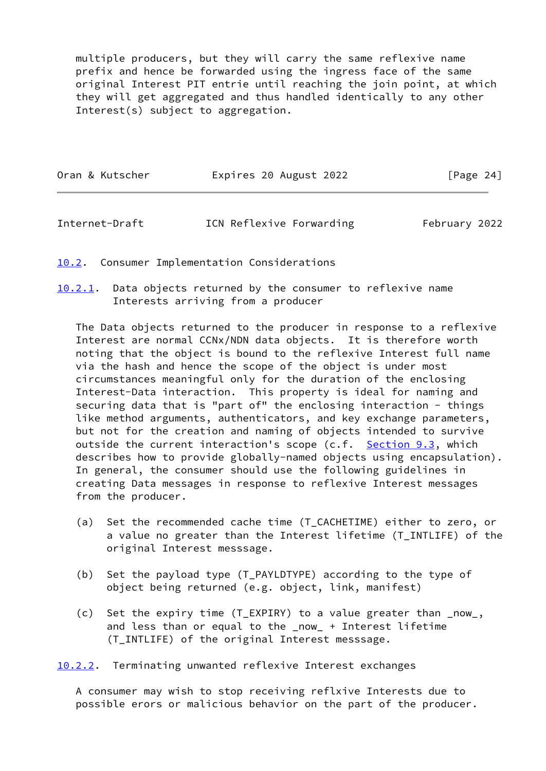multiple producers, but they will carry the same reflexive name prefix and hence be forwarded using the ingress face of the same original Interest PIT entrie until reaching the join point, at which they will get aggregated and thus handled identically to any other Interest(s) subject to aggregation.

### 10.2. Consumer Implementation Considerations

#### 10.2.1. Data objects returned by the consumer to reflexive name Interests arriving from a producer

The Data objects returned to the producer in response to a reflexive Interest are normal CCNx/NDN data objects. It is therefore worth noting that the object is bound to the reflexive Interest full name via the hash and hence the scope of the object is under most circumstances meaningful only for the duration of the enclosing Interest-Data interaction. This property is ideal for naming and securing data that is "part of" the enclosing interaction - things like method arguments, authenticators, and key exchange parameters, but not for the creation and naming of objects intended to survive outside the current interaction's scope (c.f. Section 9.3, which describes how to provide globally-named objects using encapsulation). In general, the consumer should use the following guidelines in creating Data messages in response to reflexive Interest messages from the producer.

(a) Set the recommended cache time (T_CACHETIME) either to zero, or a value no greater than the Interest lifetime (T_INTLIFE) of the original Interest messsage.

(b) Set the payload type (T_PAYLDTYPE) according to the type of object being returned (e.g. object, link, manifest)

(c) Set the expiry time (T_EXPIRY) to a value greater than _now_, and less than or equal to the _now_ + Interest lifetime (T_INTLIFE) of the original Interest messsage.

#### 10.2.2. Terminating unwanted reflexive Interest exchanges

A consumer may wish to stop receiving reflxive Interests due to possible erors or malicious behavior on the part of the producer.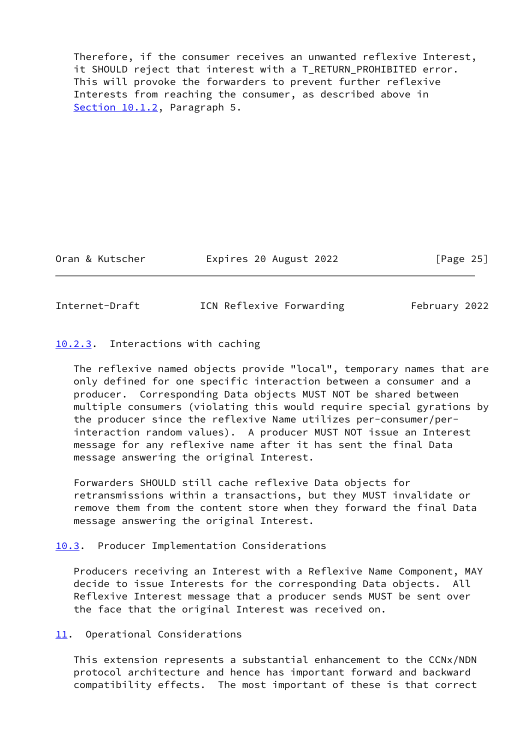Therefore, if the consumer receives an unwanted reflexive Interest, it SHOULD reject that interest with a T_RETURN_PROHIBITED error. This will provoke the forwarders to prevent further reflexive Interests from reaching the consumer, as described above in Section 10.1.2, Paragraph 5.

#### 10.2.3. Interactions with caching

The reflexive named objects provide "local", temporary names that are only defined for one specific interaction between a consumer and a producer. Corresponding Data objects MUST NOT be shared between multiple consumers (violating this would require special gyrations by the producer since the reflexive Name utilizes per-consumer/per-interaction random values). A producer MUST NOT issue an Interest message for any reflexive name after it has sent the final Data message answering the original Interest.

Forwarders SHOULD still cache reflexive Data objects for retransmissions within a transactions, but they MUST invalidate or remove them from the content store when they forward the final Data message answering the original Interest.

### 10.3. Producer Implementation Considerations

Producers receiving an Interest with a Reflexive Name Component, MAY decide to issue Interests for the corresponding Data objects. All Reflexive Interest message that a producer sends MUST be sent over the face that the original Interest was received on.

## 11. Operational Considerations

This extension represents a substantial enhancement to the CCNx/NDN protocol architecture and hence has important forward and backward compatibility effects. The most important of these is that correct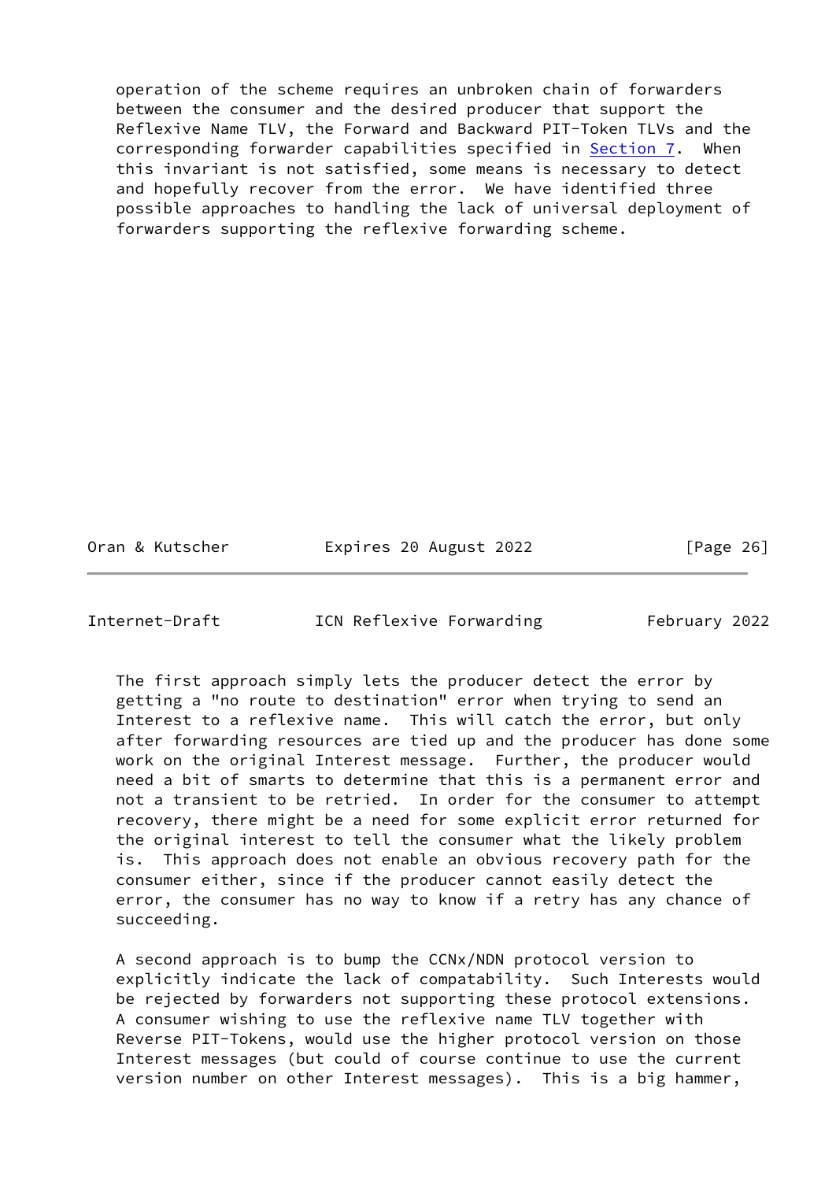operation of the scheme requires an unbroken chain of forwarders between the consumer and the desired producer that support the Reflexive Name TLV, the Forward and Backward PIT-Token TLVs and the corresponding forwarder capabilities specified in Section 7. When this invariant is not satisfied, some means is necessary to detect and hopefully recover from the error. We have identified three possible approaches to handling the lack of universal deployment of forwarders supporting the reflexive forwarding scheme.

The first approach simply lets the producer detect the error by getting a "no route to destination" error when trying to send an Interest to a reflexive name. This will catch the error, but only after forwarding resources are tied up and the producer has done some work on the original Interest message. Further, the producer would need a bit of smarts to determine that this is a permanent error and not a transient to be retried. In order for the consumer to attempt recovery, there might be a need for some explicit error returned for the original interest to tell the consumer what the likely problem is. This approach does not enable an obvious recovery path for the consumer either, since if the producer cannot easily detect the error, the consumer has no way to know if a retry has any chance of succeeding.

A second approach is to bump the CCNx/NDN protocol version to explicitly indicate the lack of compatability. Such Interests would be rejected by forwarders not supporting these protocol extensions. A consumer wishing to use the reflexive name TLV together with Reverse PIT-Tokens, would use the higher protocol version on those Interest messages (but could of course continue to use the current version number on other Interest messages). This is a big hammer,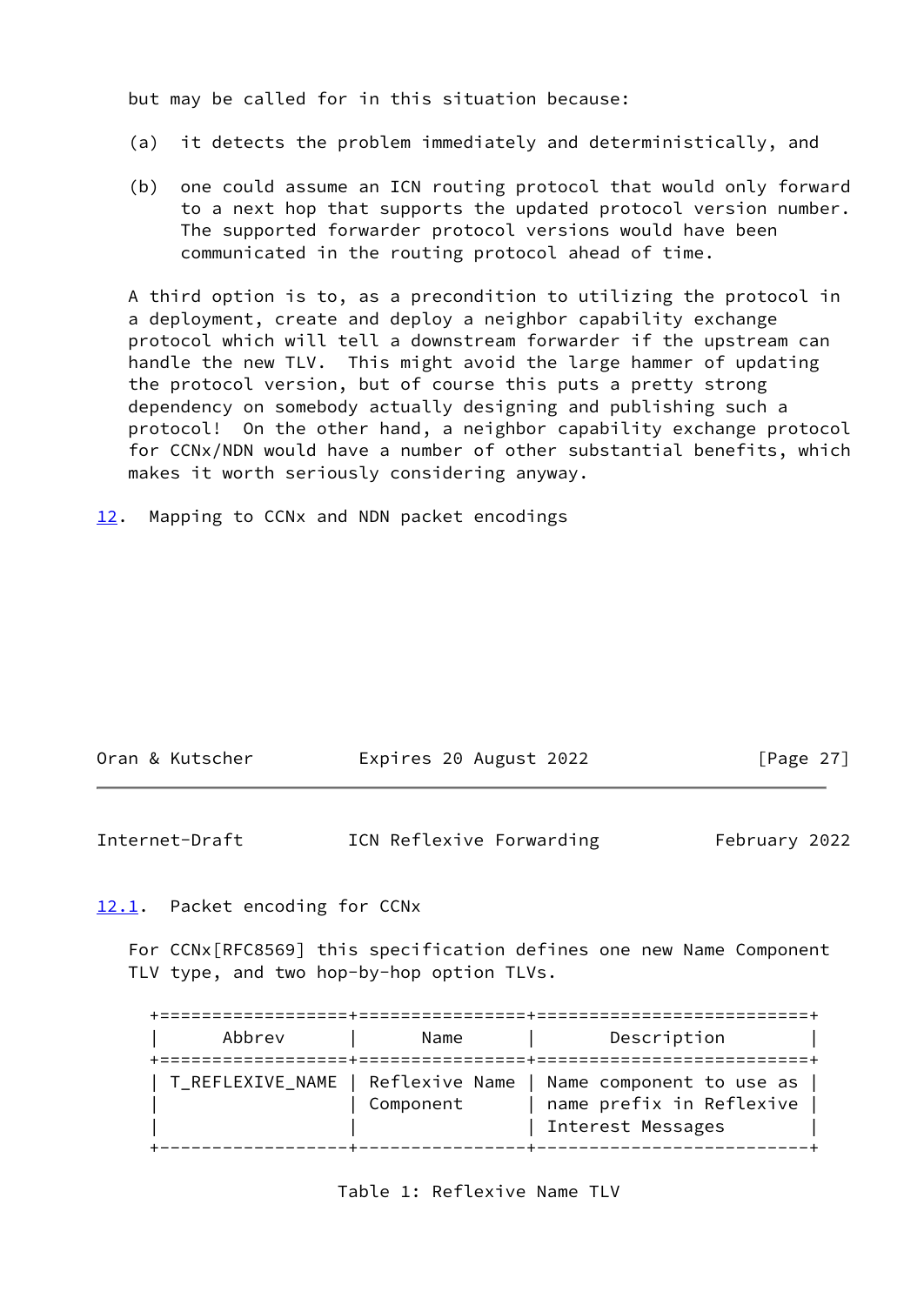but may be called for in this situation because:

(a) it detects the problem immediately and deterministically, and

(b) one could assume an ICN routing protocol that would only forward to a next hop that supports the updated protocol version number. The supported forwarder protocol versions would have been communicated in the routing protocol ahead of time.

A third option is to, as a precondition to utilizing the protocol in a deployment, create and deploy a neighbor capability exchange protocol which will tell a downstream forwarder if the upstream can handle the new TLV. This might avoid the large hammer of updating the protocol version, but of course this puts a pretty strong dependency on somebody actually designing and publishing such a protocol! On the other hand, a neighbor capability exchange protocol for CCNx/NDN would have a number of other substantial benefits, which makes it worth seriously considering anyway.

## 12. Mapping to CCNx and NDN packet encodings

### 12.1. Packet encoding for CCNx

For CCNx[RFC8569] this specification defines one new Name Component TLV type, and two hop-by-hop option TLVs.

| Abbrev | Name | Description |
|---|---|---|
| T_REFLEXIVE_NAME | Reflexive Name Component | Name component to use as name prefix in Reflexive Interest Messages |

Table 1: Reflexive Name TLV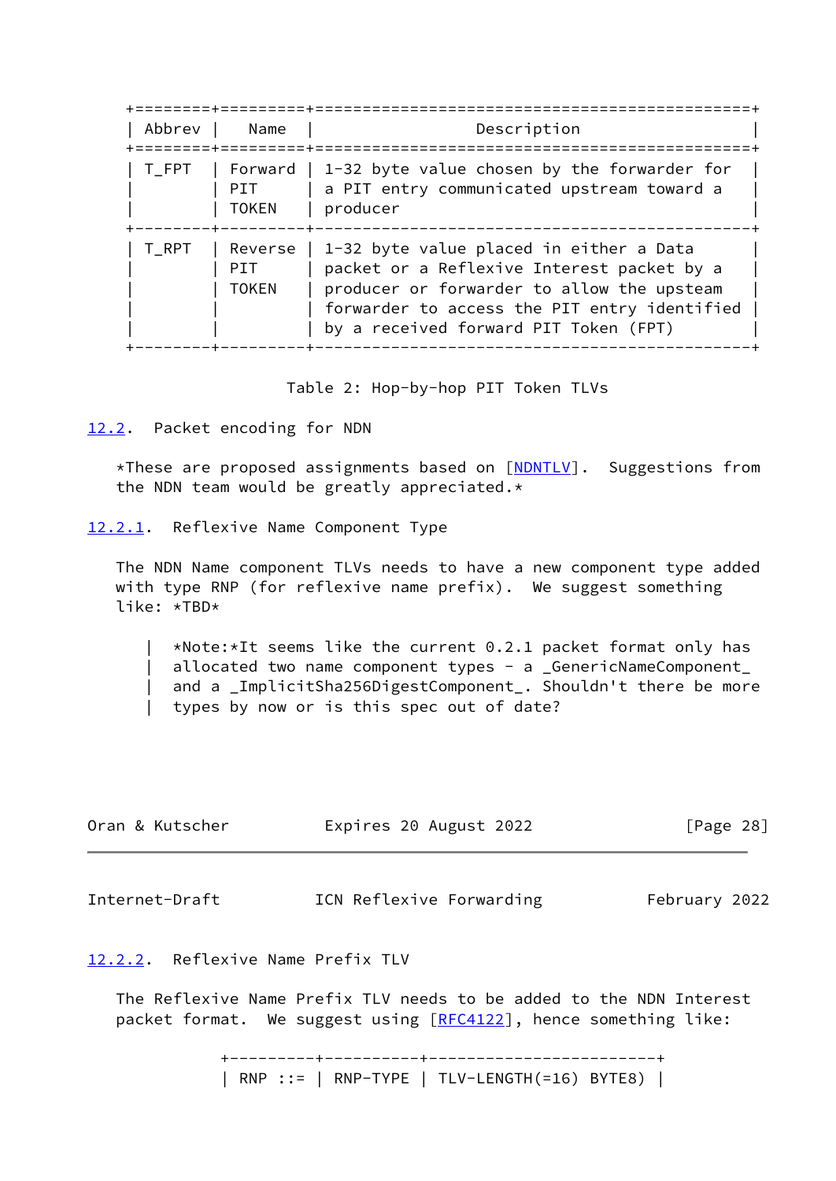| Abbrev | Name | Description |
| --- | --- | --- |
| T_FPT | Forward PIT TOKEN | 1-32 byte value chosen by the forwarder for a PIT entry communicated upstream toward a producer |
| T_RPT | Reverse PIT TOKEN | 1-32 byte value placed in either a Data packet or a Reflexive Interest packet by a producer or forwarder to allow the upsteam forwarder to access the PIT entry identified by a received forward PIT Token (FPT) |

Table 2: Hop-by-hop PIT Token TLVs

## 12.2. Packet encoding for NDN

*These are proposed assignments based on [NDNTLV]. Suggestions from the NDN team would be greatly appreciated.*

### 12.2.1. Reflexive Name Component Type

The NDN Name component TLVs needs to have a new component type added with type RNP (for reflexive name prefix). We suggest something like: *TBD*

> *Note:*It seems like the current 0.2.1 packet format only has allocated two name component types - a _GenericNameComponent_ and a _ImplicitSha256DigestComponent_. Shouldn't there be more types by now or is this spec out of date?

### 12.2.2. Reflexive Name Prefix TLV

The Reflexive Name Prefix TLV needs to be added to the NDN Interest packet format. We suggest using [RFC4122], hence something like:

```
+---------+----------+-----------------------+
| RNP ::= | RNP-TYPE | TLV-LENGTH(=16) BYTE8) |
```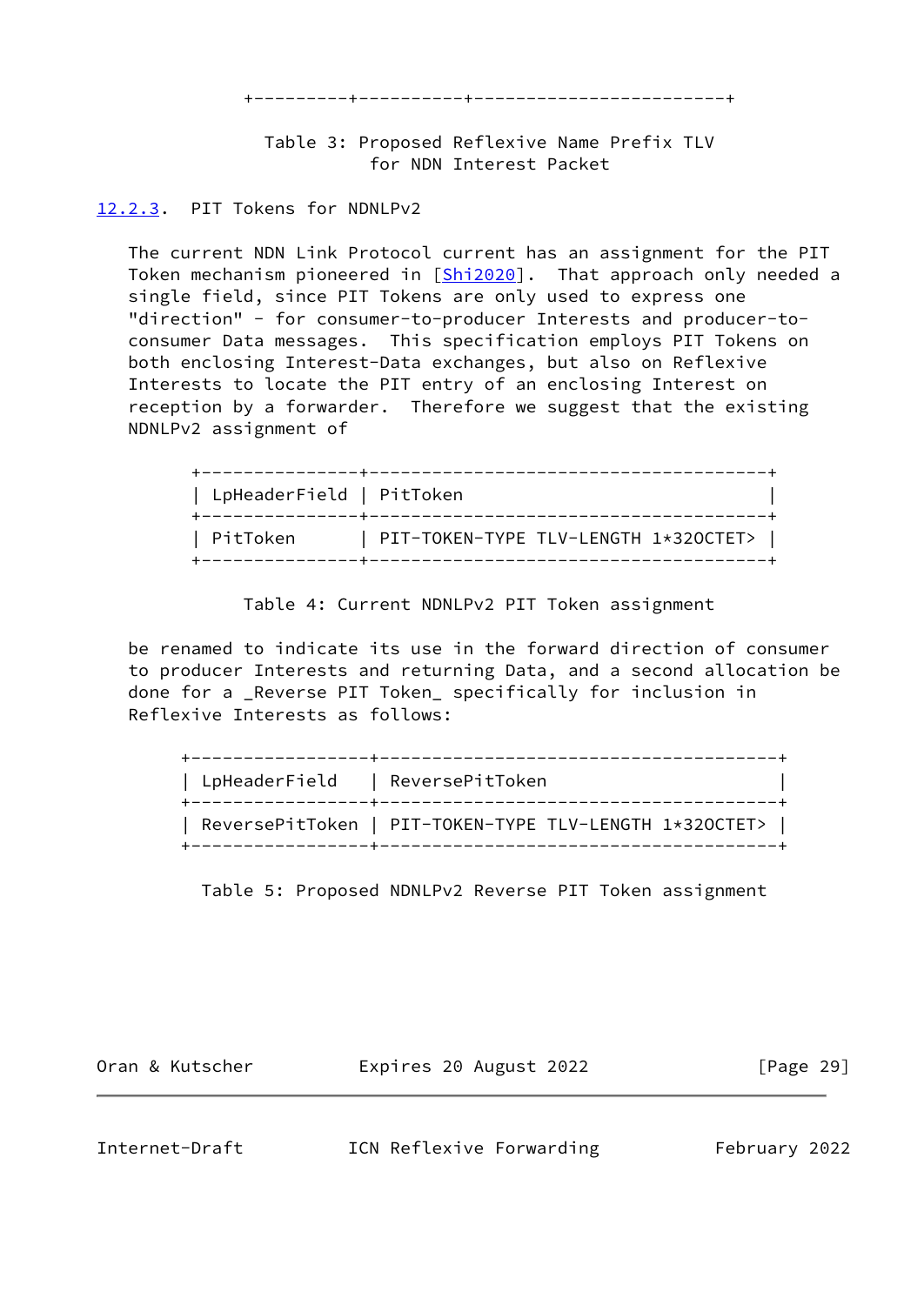Table 3: Proposed Reflexive Name Prefix TLV for NDN Interest Packet

### 12.2.3. PIT Tokens for NDNLPv2

The current NDN Link Protocol current has an assignment for the PIT Token mechanism pioneered in [Shi2020]. That approach only needed a single field, since PIT Tokens are only used to express one "direction" - for consumer-to-producer Interests and producer-to-consumer Data messages. This specification employs PIT Tokens on both enclosing Interest-Data exchanges, but also on Reflexive Interests to locate the PIT entry of an enclosing Interest on reception by a forwarder. Therefore we suggest that the existing NDNLPv2 assignment of

| LpHeaderField | PitToken |
| --- | --- |
| PitToken | PIT-TOKEN-TYPE TLV-LENGTH 1*32OCTET> |

Table 4: Current NDNLPv2 PIT Token assignment

be renamed to indicate its use in the forward direction of consumer to producer Interests and returning Data, and a second allocation be done for a _Reverse PIT Token_ specifically for inclusion in Reflexive Interests as follows:

| LpHeaderField | ReversePitToken |
| --- | --- |
| ReversePitToken | PIT-TOKEN-TYPE TLV-LENGTH 1*32OCTET> |

Table 5: Proposed NDNLPv2 Reverse PIT Token assignment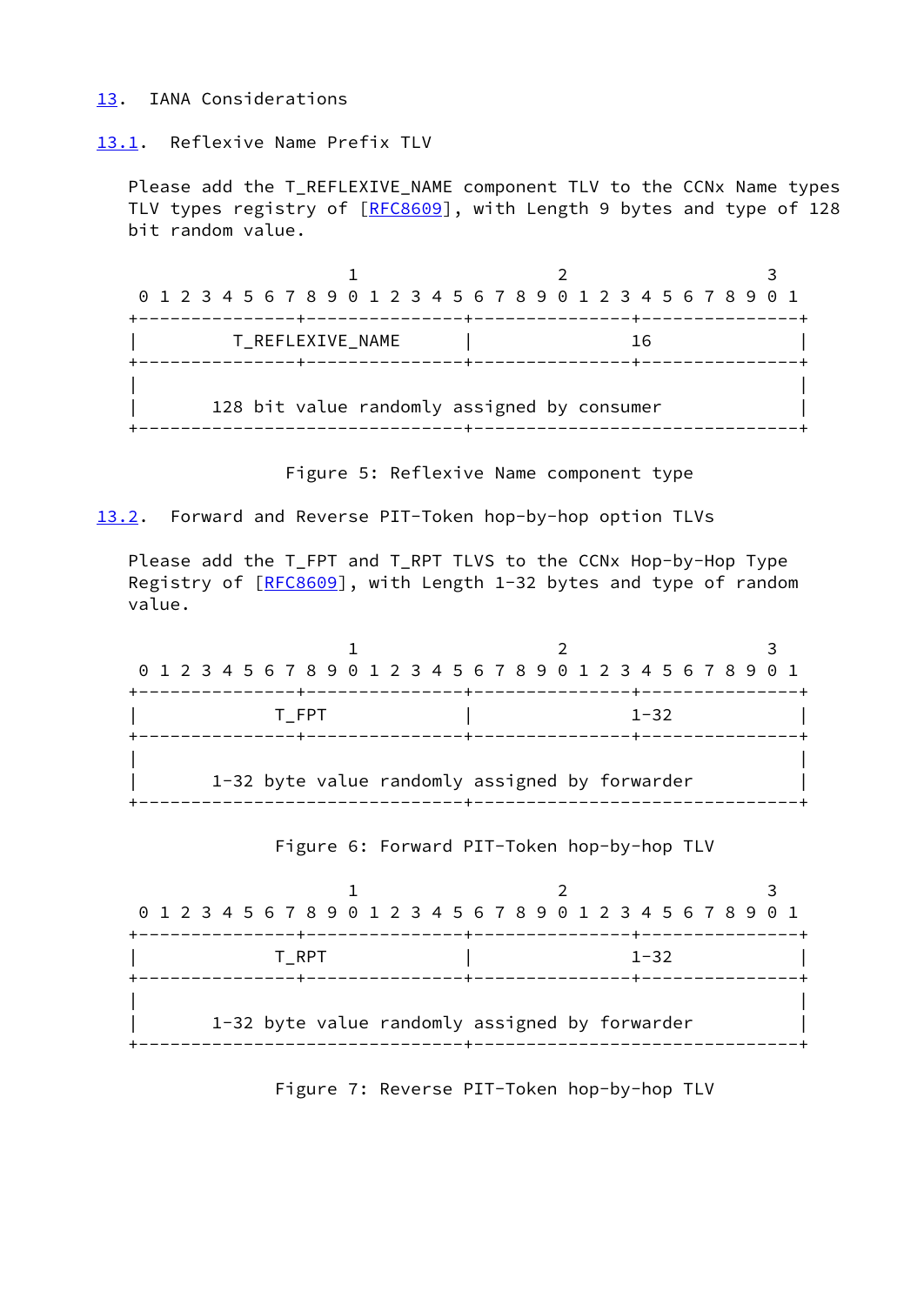## 13. IANA Considerations

### 13.1. Reflexive Name Prefix TLV

Please add the T_REFLEXIVE_NAME component TLV to the CCNx Name types TLV types registry of [RFC8609], with Length 9 bytes and type of 128 bit random value.

```
                     1                   2                   3
 0 1 2 3 4 5 6 7 8 9 0 1 2 3 4 5 6 7 8 9 0 1 2 3 4 5 6 7 8 9 0 1
+---------------+---------------+---------------+---------------+
|         T_REFLEXIVE_NAME      |               16              |
+---------------+---------------+---------------+---------------+
|                                                               |
|       128 bit value randomly assigned by consumer             |
+-------------------------------+-------------------------------+
```

Figure 5: Reflexive Name component type

### 13.2. Forward and Reverse PIT-Token hop-by-hop option TLVs

Please add the T_FPT and T_RPT TLVS to the CCNx Hop-by-Hop Type Registry of [RFC8609], with Length 1-32 bytes and type of random value.

```
                     1                   2                   3
 0 1 2 3 4 5 6 7 8 9 0 1 2 3 4 5 6 7 8 9 0 1 2 3 4 5 6 7 8 9 0 1
+---------------+---------------+---------------+---------------+
|             T_FPT             |               1-32            |
+---------------+---------------+---------------+---------------+
|                                                               |
|       1-32 byte value randomly assigned by forwarder          |
+-------------------------------+-------------------------------+
```

Figure 6: Forward PIT-Token hop-by-hop TLV

```
                     1                   2                   3
 0 1 2 3 4 5 6 7 8 9 0 1 2 3 4 5 6 7 8 9 0 1 2 3 4 5 6 7 8 9 0 1
+---------------+---------------+---------------+---------------+
|             T_RPT             |               1-32            |
+---------------+---------------+---------------+---------------+
|                                                               |
|       1-32 byte value randomly assigned by forwarder          |
+-------------------------------+-------------------------------+
```

Figure 7: Reverse PIT-Token hop-by-hop TLV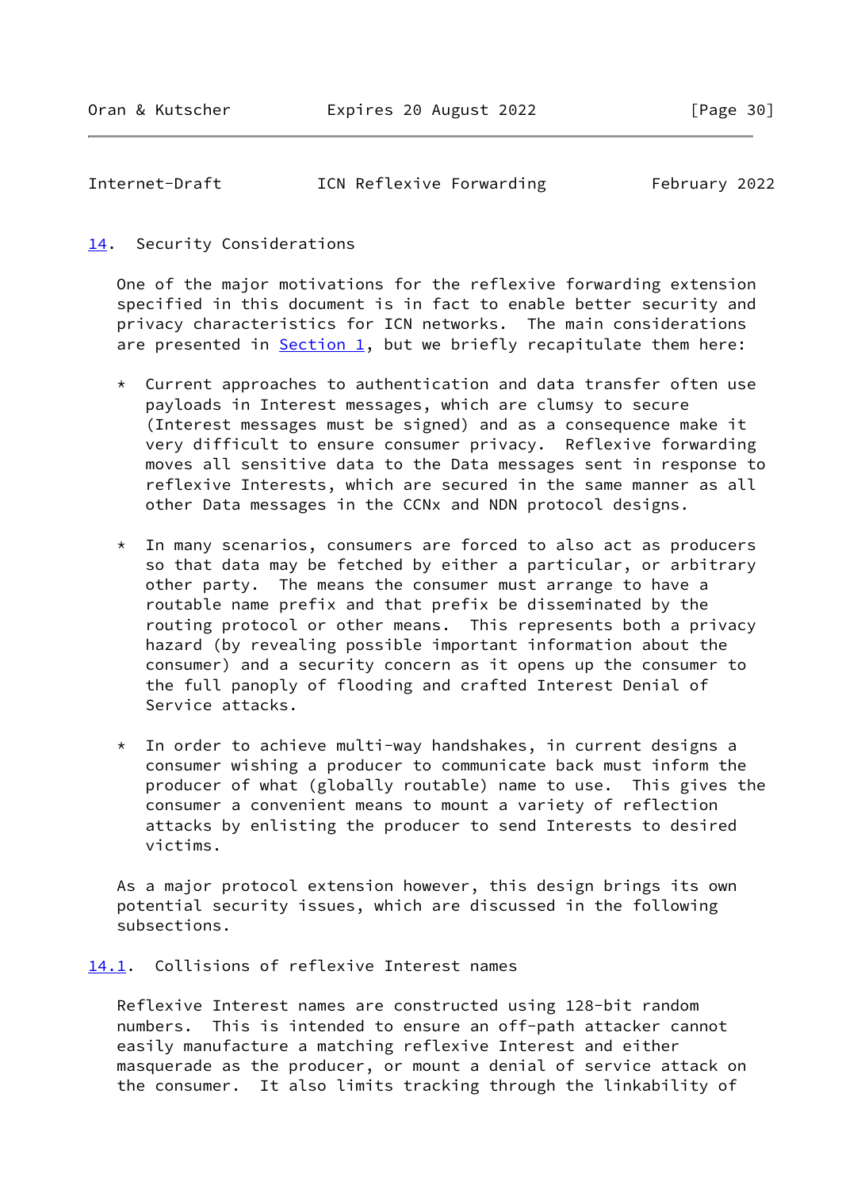## 14. Security Considerations

One of the major motivations for the reflexive forwarding extension specified in this document is in fact to enable better security and privacy characteristics for ICN networks. The main considerations are presented in Section 1, but we briefly recapitulate them here:

* Current approaches to authentication and data transfer often use payloads in Interest messages, which are clumsy to secure (Interest messages must be signed) and as a consequence make it very difficult to ensure consumer privacy. Reflexive forwarding moves all sensitive data to the Data messages sent in response to reflexive Interests, which are secured in the same manner as all other Data messages in the CCNx and NDN protocol designs.

* In many scenarios, consumers are forced to also act as producers so that data may be fetched by either a particular, or arbitrary other party. The means the consumer must arrange to have a routable name prefix and that prefix be disseminated by the routing protocol or other means. This represents both a privacy hazard (by revealing possible important information about the consumer) and a security concern as it opens up the consumer to the full panoply of flooding and crafted Interest Denial of Service attacks.

* In order to achieve multi-way handshakes, in current designs a consumer wishing a producer to communicate back must inform the producer of what (globally routable) name to use. This gives the consumer a convenient means to mount a variety of reflection attacks by enlisting the producer to send Interests to desired victims.

As a major protocol extension however, this design brings its own potential security issues, which are discussed in the following subsections.

### 14.1. Collisions of reflexive Interest names

Reflexive Interest names are constructed using 128-bit random numbers. This is intended to ensure an off-path attacker cannot easily manufacture a matching reflexive Interest and either masquerade as the producer, or mount a denial of service attack on the consumer. It also limits tracking through the linkability of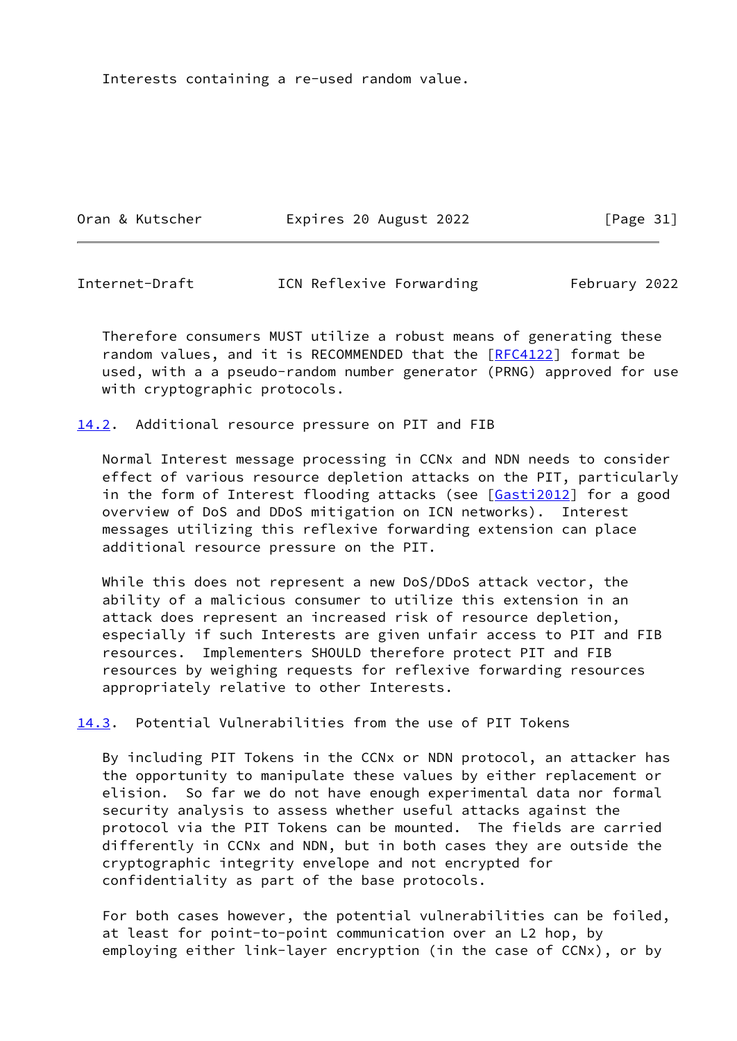Interests containing a re-used random value.

Therefore consumers MUST utilize a robust means of generating these random values, and it is RECOMMENDED that the [RFC4122] format be used, with a a pseudo-random number generator (PRNG) approved for use with cryptographic protocols.

## 14.2. Additional resource pressure on PIT and FIB

Normal Interest message processing in CCNx and NDN needs to consider effect of various resource depletion attacks on the PIT, particularly in the form of Interest flooding attacks (see [Gasti2012] for a good overview of DoS and DDoS mitigation on ICN networks). Interest messages utilizing this reflexive forwarding extension can place additional resource pressure on the PIT.

While this does not represent a new DoS/DDoS attack vector, the ability of a malicious consumer to utilize this extension in an attack does represent an increased risk of resource depletion, especially if such Interests are given unfair access to PIT and FIB resources. Implementers SHOULD therefore protect PIT and FIB resources by weighing requests for reflexive forwarding resources appropriately relative to other Interests.

## 14.3. Potential Vulnerabilities from the use of PIT Tokens

By including PIT Tokens in the CCNx or NDN protocol, an attacker has the opportunity to manipulate these values by either replacement or elision. So far we do not have enough experimental data nor formal security analysis to assess whether useful attacks against the protocol via the PIT Tokens can be mounted. The fields are carried differently in CCNx and NDN, but in both cases they are outside the cryptographic integrity envelope and not encrypted for confidentiality as part of the base protocols.

For both cases however, the potential vulnerabilities can be foiled, at least for point-to-point communication over an L2 hop, by employing either link-layer encryption (in the case of CCNx), or by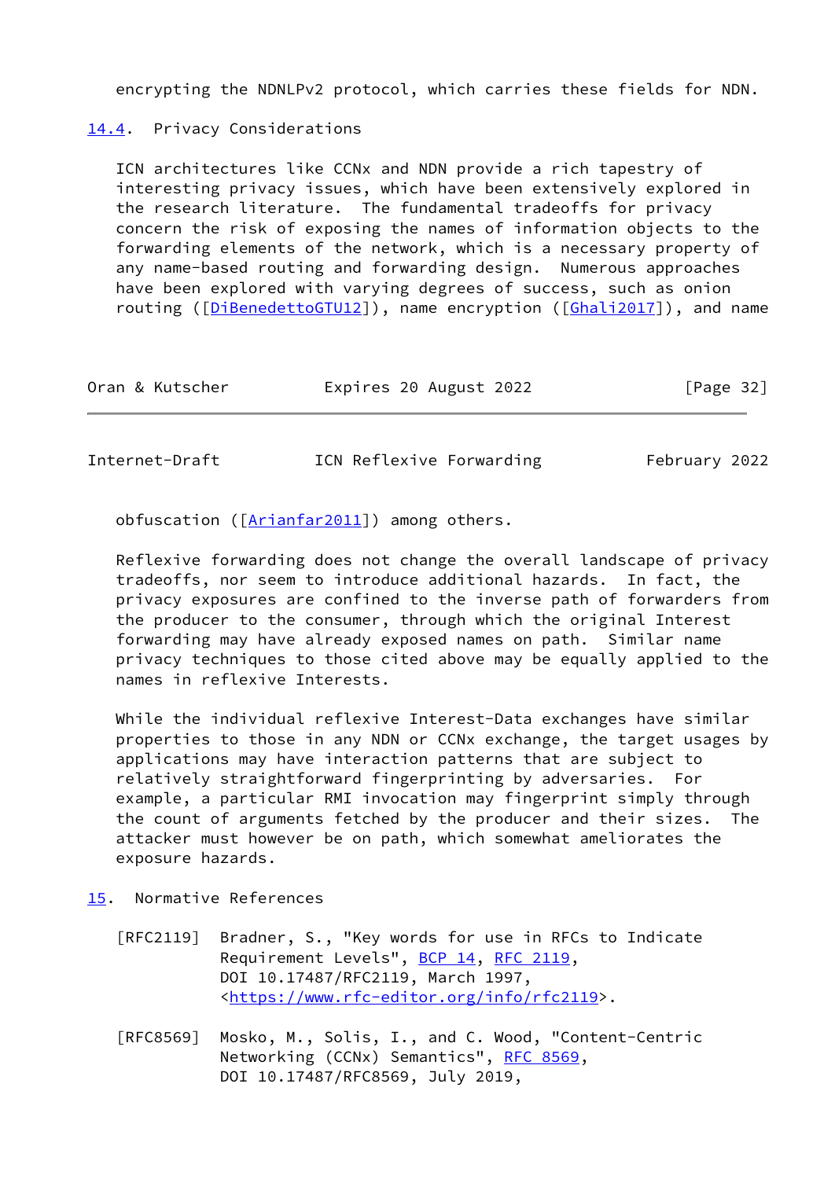encrypting the NDNLPv2 protocol, which carries these fields for NDN.

### 14.4. Privacy Considerations

ICN architectures like CCNx and NDN provide a rich tapestry of interesting privacy issues, which have been extensively explored in the research literature. The fundamental tradeoffs for privacy concern the risk of exposing the names of information objects to the forwarding elements of the network, which is a necessary property of any name-based routing and forwarding design. Numerous approaches have been explored with varying degrees of success, such as onion routing ([DiBenedettoGTU12]), name encryption ([Ghali2017]), and name obfuscation ([Arianfar2011]) among others.

Reflexive forwarding does not change the overall landscape of privacy tradeoffs, nor seem to introduce additional hazards. In fact, the privacy exposures are confined to the inverse path of forwarders from the producer to the consumer, through which the original Interest forwarding may have already exposed names on path. Similar name privacy techniques to those cited above may be equally applied to the names in reflexive Interests.

While the individual reflexive Interest-Data exchanges have similar properties to those in any NDN or CCNx exchange, the target usages by applications may have interaction patterns that are subject to relatively straightforward fingerprinting by adversaries. For example, a particular RMI invocation may fingerprint simply through the count of arguments fetched by the producer and their sizes. The attacker must however be on path, which somewhat ameliorates the exposure hazards.

## 15. Normative References

[RFC2119] Bradner, S., "Key words for use in RFCs to Indicate Requirement Levels", BCP 14, RFC 2119, DOI 10.17487/RFC2119, March 1997, <https://www.rfc-editor.org/info/rfc2119>.

[RFC8569] Mosko, M., Solis, I., and C. Wood, "Content-Centric Networking (CCNx) Semantics", RFC 8569, DOI 10.17487/RFC8569, July 2019,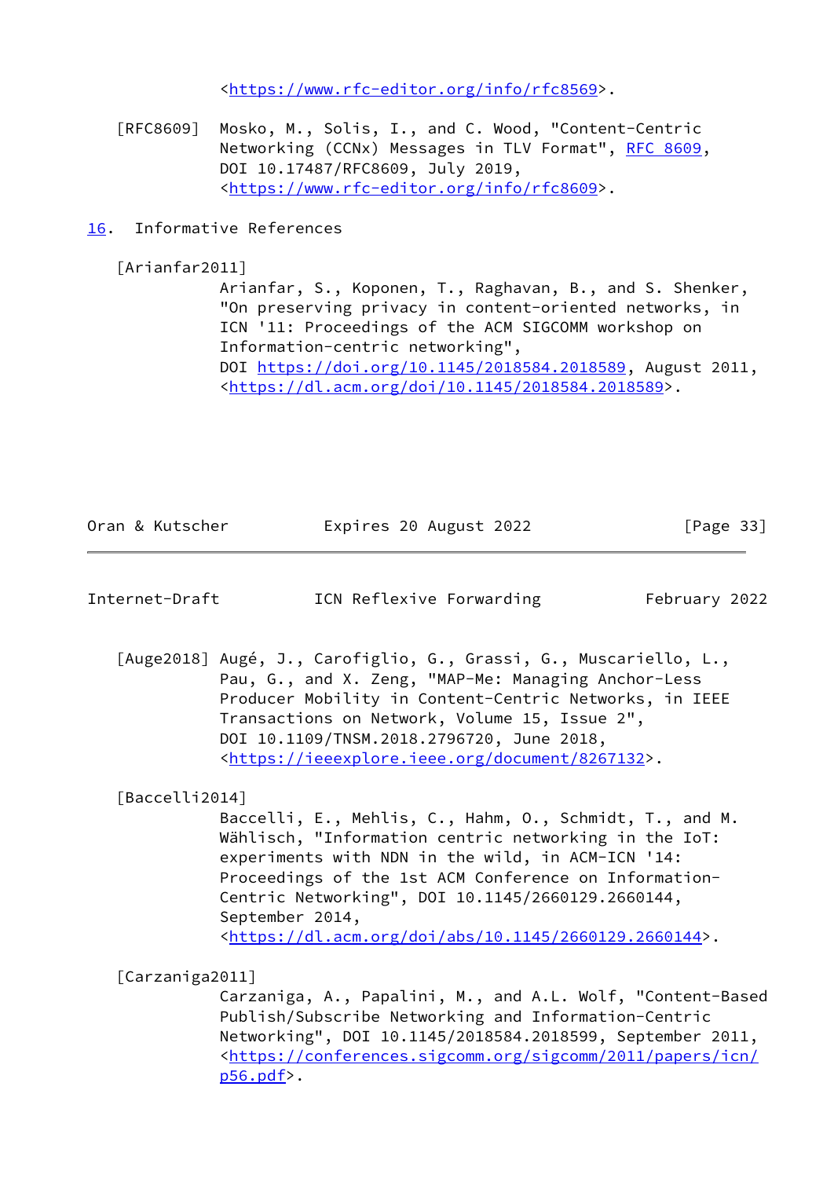<https://www.rfc-editor.org/info/rfc8569>.

[RFC8609] Mosko, M., Solis, I., and C. Wood, "Content-Centric Networking (CCNx) Messages in TLV Format", RFC 8609, DOI 10.17487/RFC8609, July 2019, <https://www.rfc-editor.org/info/rfc8609>.

## 16. Informative References

[Arianfar2011] Arianfar, S., Koponen, T., Raghavan, B., and S. Shenker, "On preserving privacy in content-oriented networks, in ICN '11: Proceedings of the ACM SIGCOMM workshop on Information-centric networking", DOI https://doi.org/10.1145/2018584.2018589, August 2011, <https://dl.acm.org/doi/10.1145/2018584.2018589>.

[Auge2018] Augé, J., Carofiglio, G., Grassi, G., Muscariello, L., Pau, G., and X. Zeng, "MAP-Me: Managing Anchor-Less Producer Mobility in Content-Centric Networks, in IEEE Transactions on Network, Volume 15, Issue 2", DOI 10.1109/TNSM.2018.2796720, June 2018, <https://ieeexplore.ieee.org/document/8267132>.

[Baccelli2014] Baccelli, E., Mehlis, C., Hahm, O., Schmidt, T., and M. Wählisch, "Information centric networking in the IoT: experiments with NDN in the wild, in ACM-ICN '14: Proceedings of the 1st ACM Conference on Information-Centric Networking", DOI 10.1145/2660129.2660144, September 2014, <https://dl.acm.org/doi/abs/10.1145/2660129.2660144>.

[Carzaniga2011] Carzaniga, A., Papalini, M., and A.L. Wolf, "Content-Based Publish/Subscribe Networking and Information-Centric Networking", DOI 10.1145/2018584.2018599, September 2011, <https://conferences.sigcomm.org/sigcomm/2011/papers/icn/p56.pdf>.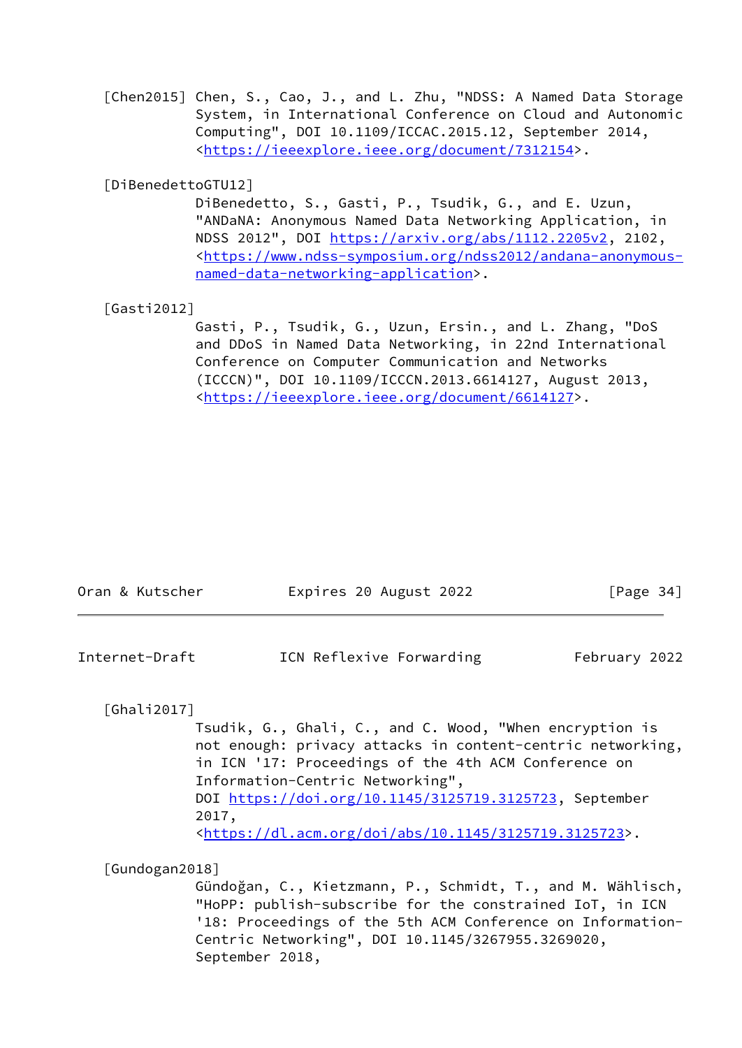[Chen2015] Chen, S., Cao, J., and L. Zhu, "NDSS: A Named Data Storage System, in International Conference on Cloud and Autonomic Computing", DOI 10.1109/ICCAC.2015.12, September 2014, <https://ieeexplore.ieee.org/document/7312154>.

[DiBenedettoGTU12]
DiBenedetto, S., Gasti, P., Tsudik, G., and E. Uzun, "ANDaNA: Anonymous Named Data Networking Application, in NDSS 2012", DOI https://arxiv.org/abs/1112.2205v2, 2102, <https://www.ndss-symposium.org/ndss2012/andana-anonymous-named-data-networking-application>.

[Gasti2012]
Gasti, P., Tsudik, G., Uzun, Ersin., and L. Zhang, "DoS and DDoS in Named Data Networking, in 22nd International Conference on Computer Communication and Networks (ICCCN)", DOI 10.1109/ICCCN.2013.6614127, August 2013, <https://ieeexplore.ieee.org/document/6614127>.

[Ghali2017]
Tsudik, G., Ghali, C., and C. Wood, "When encryption is not enough: privacy attacks in content-centric networking, in ICN '17: Proceedings of the 4th ACM Conference on Information-Centric Networking", DOI https://doi.org/10.1145/3125719.3125723, September 2017, <https://dl.acm.org/doi/abs/10.1145/3125719.3125723>.

[Gundogan2018]
Gündoğan, C., Kietzmann, P., Schmidt, T., and M. Wählisch, "HoPP: publish-subscribe for the constrained IoT, in ICN '18: Proceedings of the 5th ACM Conference on Information-Centric Networking", DOI 10.1145/3267955.3269020, September 2018,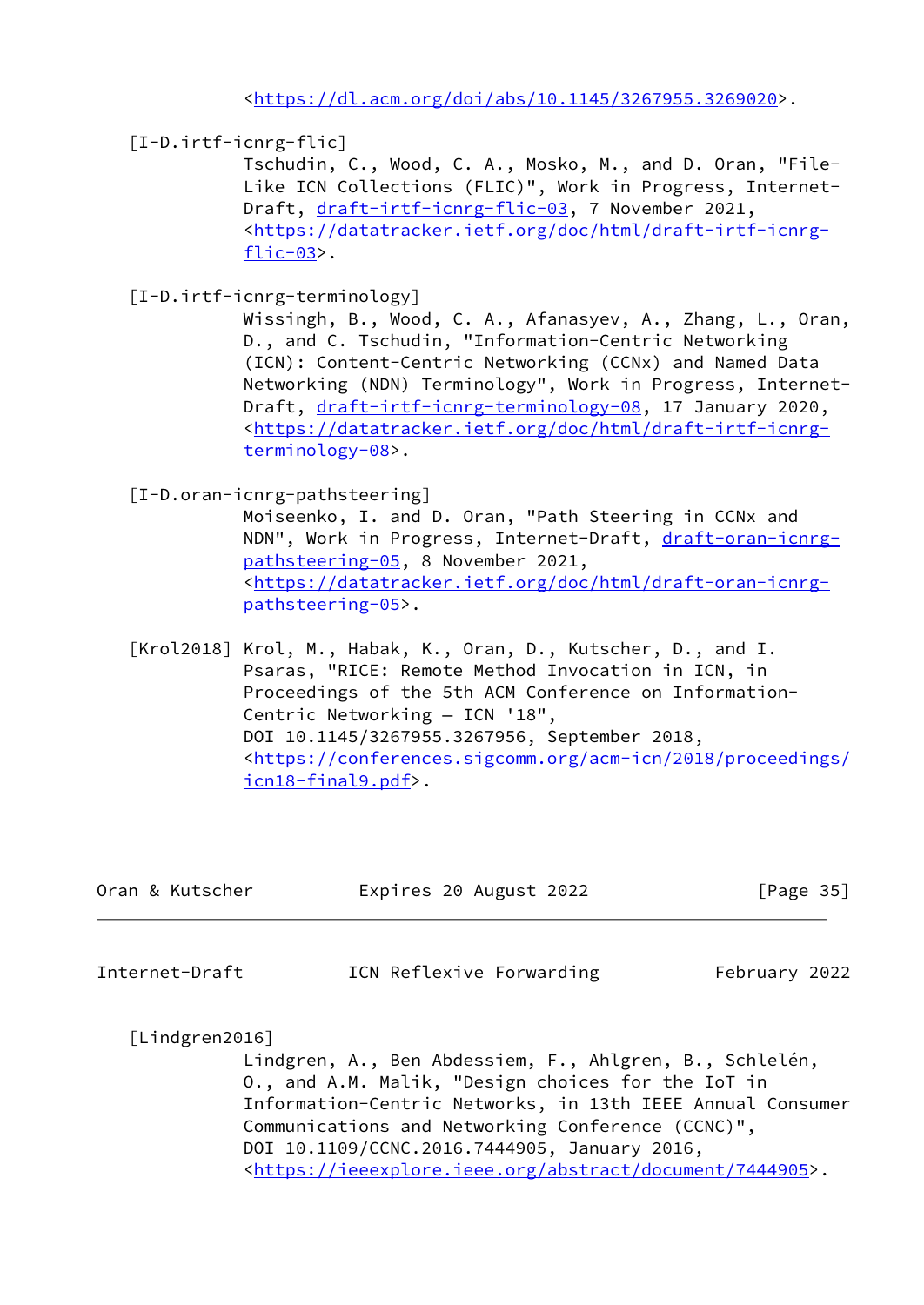<https://dl.acm.org/doi/abs/10.1145/3267955.3269020>.

[I-D.irtf-icnrg-flic]
Tschudin, C., Wood, C. A., Mosko, M., and D. Oran, "File-Like ICN Collections (FLIC)", Work in Progress, Internet-Draft, draft-irtf-icnrg-flic-03, 7 November 2021, <https://datatracker.ietf.org/doc/html/draft-irtf-icnrg-flic-03>.

[I-D.irtf-icnrg-terminology]
Wissingh, B., Wood, C. A., Afanasyev, A., Zhang, L., Oran, D., and C. Tschudin, "Information-Centric Networking (ICN): Content-Centric Networking (CCNx) and Named Data Networking (NDN) Terminology", Work in Progress, Internet-Draft, draft-irtf-icnrg-terminology-08, 17 January 2020, <https://datatracker.ietf.org/doc/html/draft-irtf-icnrg-terminology-08>.

[I-D.oran-icnrg-pathsteering]
Moiseenko, I. and D. Oran, "Path Steering in CCNx and NDN", Work in Progress, Internet-Draft, draft-oran-icnrg-pathsteering-05, 8 November 2021, <https://datatracker.ietf.org/doc/html/draft-oran-icnrg-pathsteering-05>.

[Krol2018] Krol, M., Habak, K., Oran, D., Kutscher, D., and I. Psaras, "RICE: Remote Method Invocation in ICN, in Proceedings of the 5th ACM Conference on Information-Centric Networking – ICN '18", DOI 10.1145/3267955.3267956, September 2018, <https://conferences.sigcomm.org/acm-icn/2018/proceedings/icn18-final9.pdf>.

[Lindgren2016]
Lindgren, A., Ben Abdessiem, F., Ahlgren, B., Schelén, O., and A.M. Malik, "Design choices for the IoT in Information-Centric Networks, in 13th IEEE Annual Consumer Communications and Networking Conference (CCNC)", DOI 10.1109/CCNC.2016.7444905, January 2016, <https://ieeexplore.ieee.org/abstract/document/7444905>.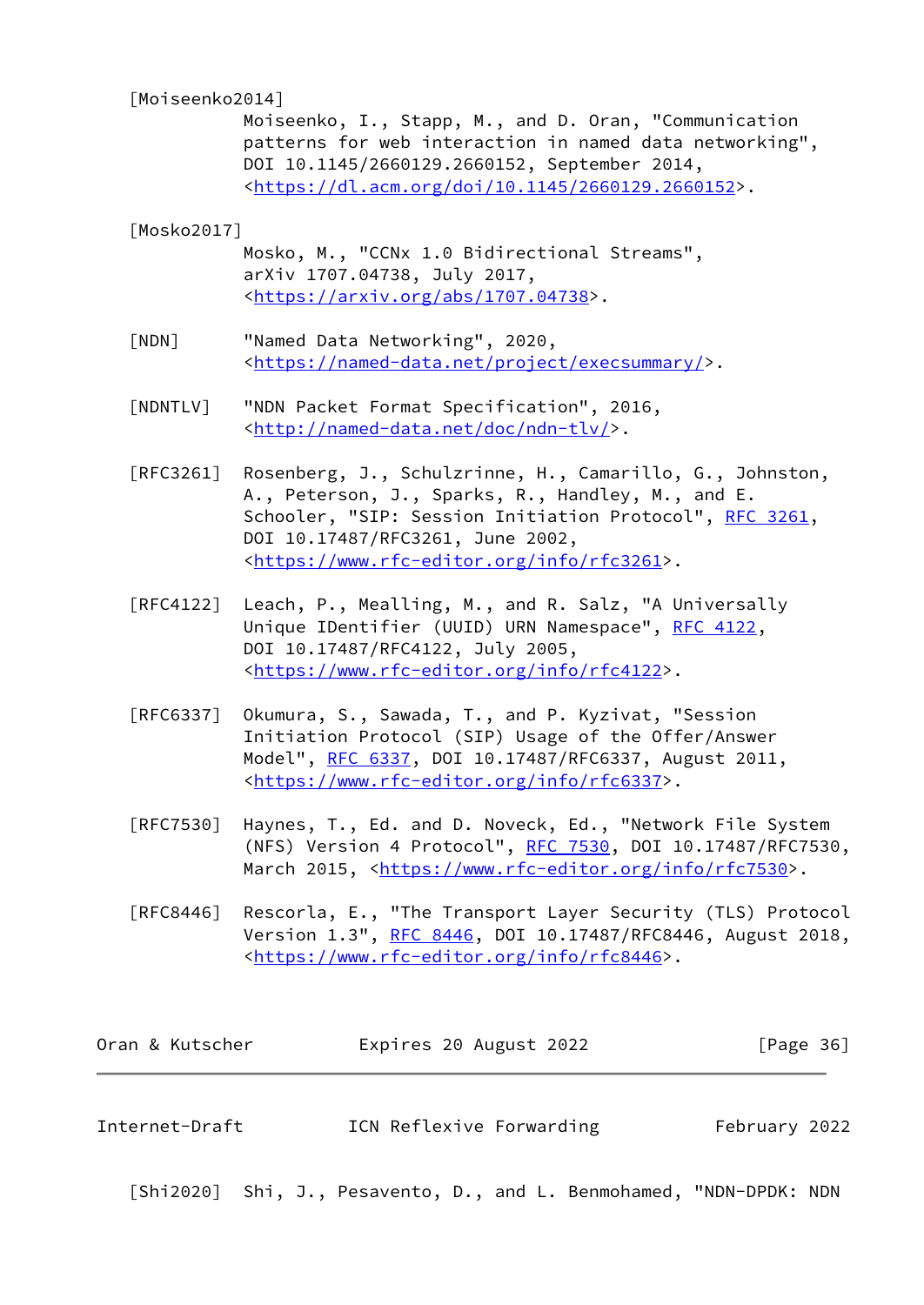[Moiseenko2014]
Moiseenko, I., Stapp, M., and D. Oran, "Communication patterns for web interaction in named data networking", DOI 10.1145/2660129.2660152, September 2014, <https://dl.acm.org/doi/10.1145/2660129.2660152>.

[Mosko2017]
Mosko, M., "CCNx 1.0 Bidirectional Streams", arXiv 1707.04738, July 2017, <https://arxiv.org/abs/1707.04738>.

[NDN] "Named Data Networking", 2020, <https://named-data.net/project/execsummary/>.

[NDNTLV] "NDN Packet Format Specification", 2016, <http://named-data.net/doc/ndn-tlv/>.

[RFC3261] Rosenberg, J., Schulzrinne, H., Camarillo, G., Johnston, A., Peterson, J., Sparks, R., Handley, M., and E. Schooler, "SIP: Session Initiation Protocol", RFC 3261, DOI 10.17487/RFC3261, June 2002, <https://www.rfc-editor.org/info/rfc3261>.

[RFC4122] Leach, P., Mealling, M., and R. Salz, "A Universally Unique IDentifier (UUID) URN Namespace", RFC 4122, DOI 10.17487/RFC4122, July 2005, <https://www.rfc-editor.org/info/rfc4122>.

[RFC6337] Okumura, S., Sawada, T., and P. Kyzivat, "Session Initiation Protocol (SIP) Usage of the Offer/Answer Model", RFC 6337, DOI 10.17487/RFC6337, August 2011, <https://www.rfc-editor.org/info/rfc6337>.

[RFC7530] Haynes, T., Ed. and D. Noveck, Ed., "Network File System (NFS) Version 4 Protocol", RFC 7530, DOI 10.17487/RFC7530, March 2015, <https://www.rfc-editor.org/info/rfc7530>.

[RFC8446] Rescorla, E., "The Transport Layer Security (TLS) Protocol Version 1.3", RFC 8446, DOI 10.17487/RFC8446, August 2018, <https://www.rfc-editor.org/info/rfc8446>.

[Shi2020] Shi, J., Pesavento, D., and L. Benmohamed, "NDN-DPDK: NDN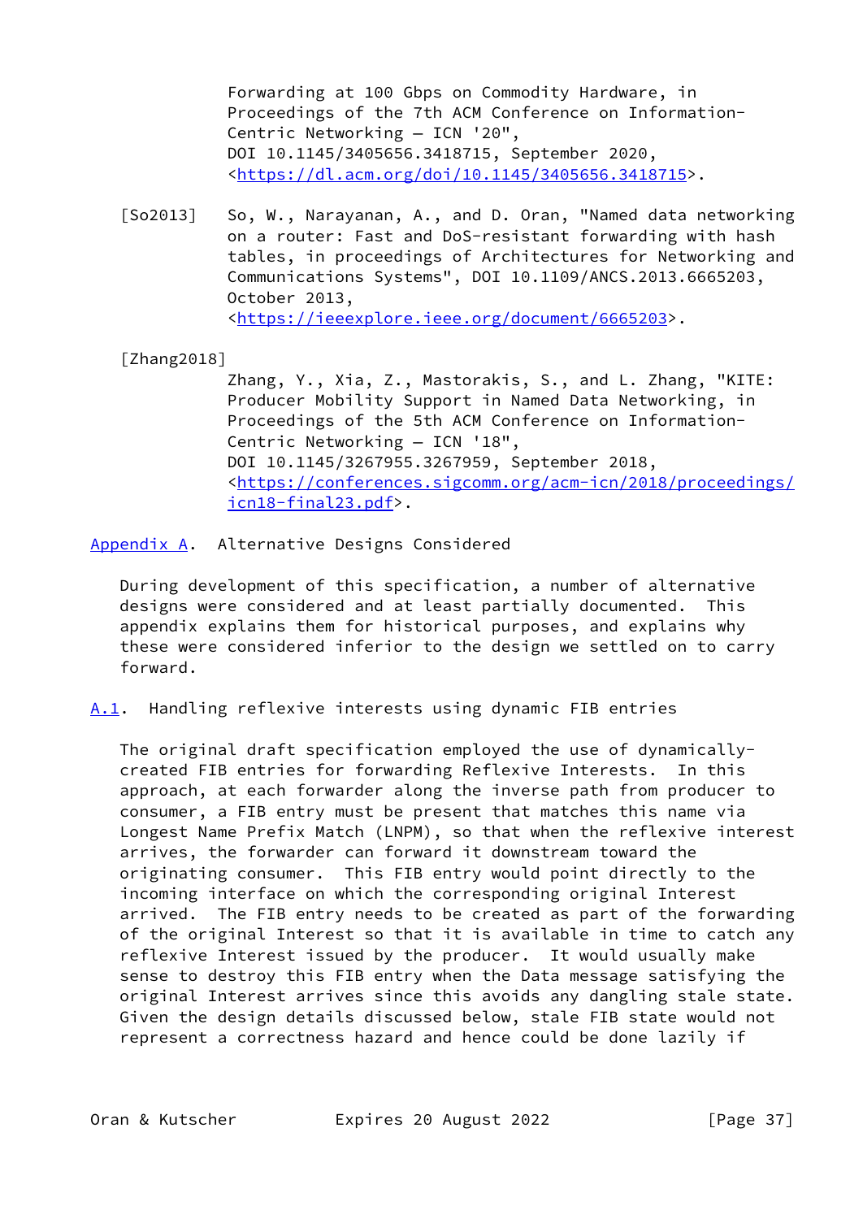Forwarding at 100 Gbps on Commodity Hardware, in Proceedings of the 7th ACM Conference on Information-Centric Networking – ICN '20", DOI 10.1145/3405656.3418715, September 2020, <https://dl.acm.org/doi/10.1145/3405656.3418715>.

[So2013] So, W., Narayanan, A., and D. Oran, "Named data networking on a router: Fast and DoS-resistant forwarding with hash tables, in proceedings of Architectures for Networking and Communications Systems", DOI 10.1109/ANCS.2013.6665203, October 2013, <https://ieeexplore.ieee.org/document/6665203>.

[Zhang2018] Zhang, Y., Xia, Z., Mastorakis, S., and L. Zhang, "KITE: Producer Mobility Support in Named Data Networking, in Proceedings of the 5th ACM Conference on Information-Centric Networking – ICN '18", DOI 10.1145/3267955.3267959, September 2018, <https://conferences.sigcomm.org/acm-icn/2018/proceedings/icn18-final23.pdf>.

# Appendix A. Alternative Designs Considered

During development of this specification, a number of alternative designs were considered and at least partially documented. This appendix explains them for historical purposes, and explains why these were considered inferior to the design we settled on to carry forward.

## A.1. Handling reflexive interests using dynamic FIB entries

The original draft specification employed the use of dynamically-created FIB entries for forwarding Reflexive Interests. In this approach, at each forwarder along the inverse path from producer to consumer, a FIB entry must be present that matches this name via Longest Name Prefix Match (LNPM), so that when the reflexive interest arrives, the forwarder can forward it downstream toward the originating consumer. This FIB entry would point directly to the incoming interface on which the corresponding original Interest arrived. The FIB entry needs to be created as part of the forwarding of the original Interest so that it is available in time to catch any reflexive Interest issued by the producer. It would usually make sense to destroy this FIB entry when the Data message satisfying the original Interest arrives since this avoids any dangling stale state. Given the design details discussed below, stale FIB state would not represent a correctness hazard and hence could be done lazily if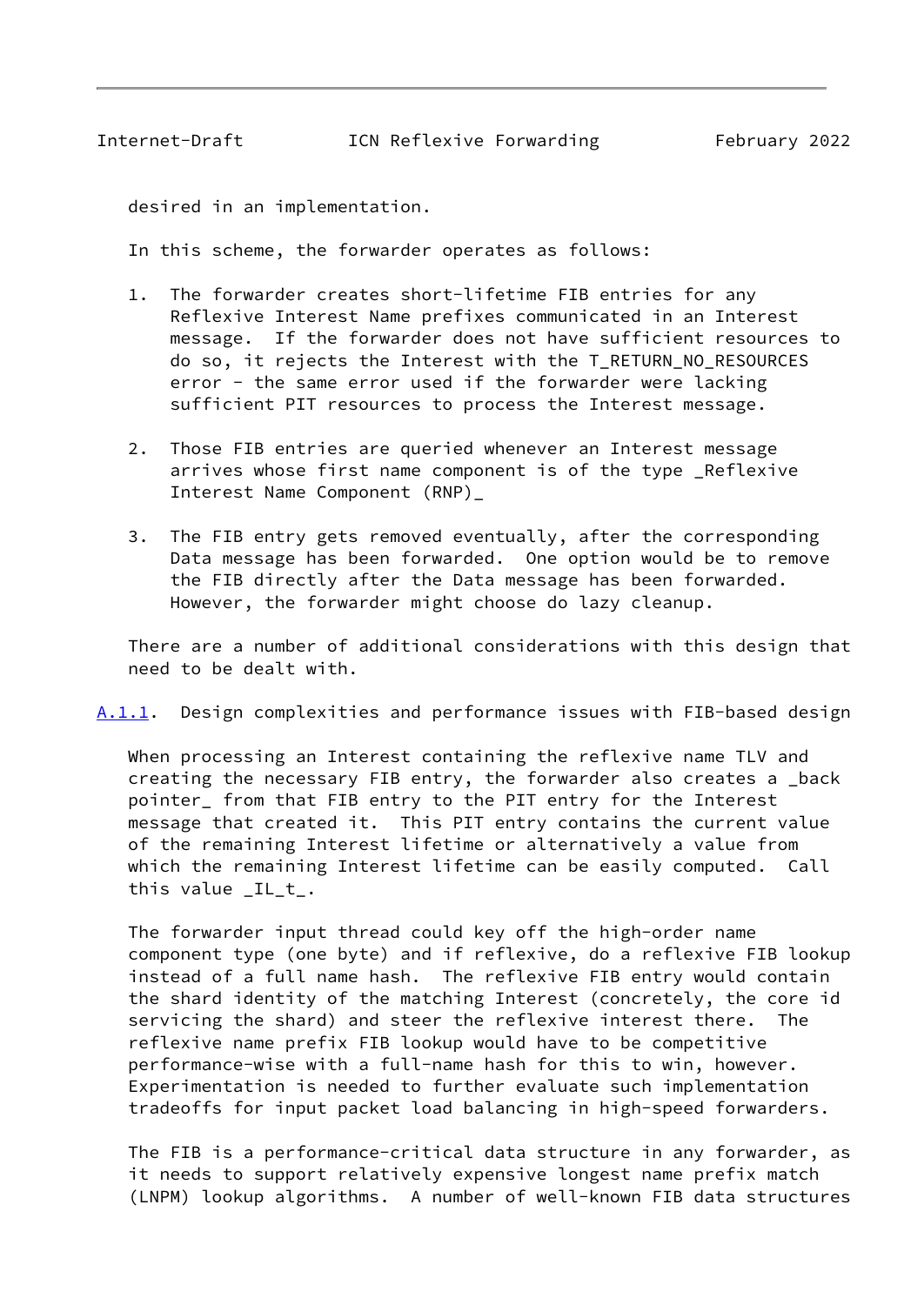desired in an implementation.

In this scheme, the forwarder operates as follows:

1. The forwarder creates short-lifetime FIB entries for any Reflexive Interest Name prefixes communicated in an Interest message. If the forwarder does not have sufficient resources to do so, it rejects the Interest with the T_RETURN_NO_RESOURCES error - the same error used if the forwarder were lacking sufficient PIT resources to process the Interest message.

2. Those FIB entries are queried whenever an Interest message arrives whose first name component is of the type _Reflexive Interest Name Component (RNP)_

3. The FIB entry gets removed eventually, after the corresponding Data message has been forwarded. One option would be to remove the FIB directly after the Data message has been forwarded. However, the forwarder might choose do lazy cleanup.

There are a number of additional considerations with this design that need to be dealt with.

### A.1.1. Design complexities and performance issues with FIB-based design

When processing an Interest containing the reflexive name TLV and creating the necessary FIB entry, the forwarder also creates a _back pointer_ from that FIB entry to the PIT entry for the Interest message that created it. This PIT entry contains the current value of the remaining Interest lifetime or alternatively a value from which the remaining Interest lifetime can be easily computed. Call this value _IL_t_.

The forwarder input thread could key off the high-order name component type (one byte) and if reflexive, do a reflexive FIB lookup instead of a full name hash. The reflexive FIB entry would contain the shard identity of the matching Interest (concretely, the core id servicing the shard) and steer the reflexive interest there. The reflexive name prefix FIB lookup would have to be competitive performance-wise with a full-name hash for this to win, however. Experimentation is needed to further evaluate such implementation tradeoffs for input packet load balancing in high-speed forwarders.

The FIB is a performance-critical data structure in any forwarder, as it needs to support relatively expensive longest name prefix match (LNPM) lookup algorithms. A number of well-known FIB data structures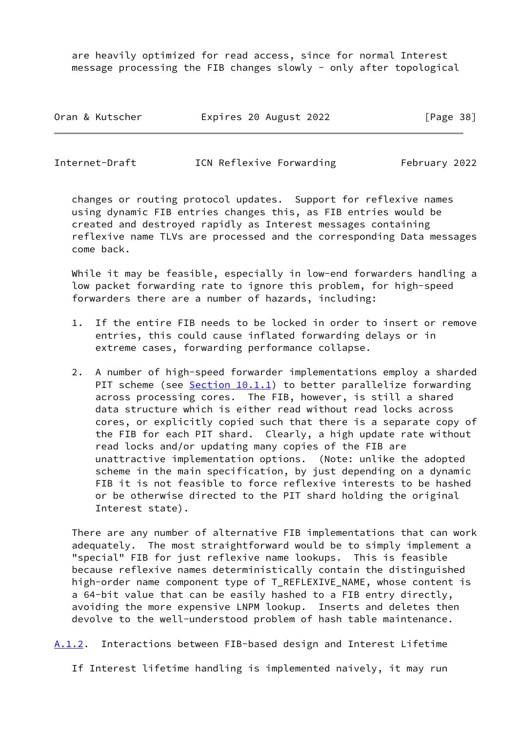are heavily optimized for read access, since for normal Interest message processing the FIB changes slowly - only after topological changes or routing protocol updates. Support for reflexive names using dynamic FIB entries changes this, as FIB entries would be created and destroyed rapidly as Interest messages containing reflexive name TLVs are processed and the corresponding Data messages come back.

While it may be feasible, especially in low-end forwarders handling a low packet forwarding rate to ignore this problem, for high-speed forwarders there are a number of hazards, including:

1. If the entire FIB needs to be locked in order to insert or remove entries, this could cause inflated forwarding delays or in extreme cases, forwarding performance collapse.

2. A number of high-speed forwarder implementations employ a sharded PIT scheme (see Section 10.1.1) to better parallelize forwarding across processing cores. The FIB, however, is still a shared data structure which is either read without read locks across cores, or explicitly copied such that there is a separate copy of the FIB for each PIT shard. Clearly, a high update rate without read locks and/or updating many copies of the FIB are unattractive implementation options. (Note: unlike the adopted scheme in the main specification, by just depending on a dynamic FIB it is not feasible to force reflexive interests to be hashed or be otherwise directed to the PIT shard holding the original Interest state).

There are any number of alternative FIB implementations that can work adequately. The most straightforward would be to simply implement a "special" FIB for just reflexive name lookups. This is feasible because reflexive names deterministically contain the distinguished high-order name component type of T_REFLEXIVE_NAME, whose content is a 64-bit value that can be easily hashed to a FIB entry directly, avoiding the more expensive LNPM lookup. Inserts and deletes then devolve to the well-understood problem of hash table maintenance.

#### A.1.2. Interactions between FIB-based design and Interest Lifetime

If Interest lifetime handling is implemented naively, it may run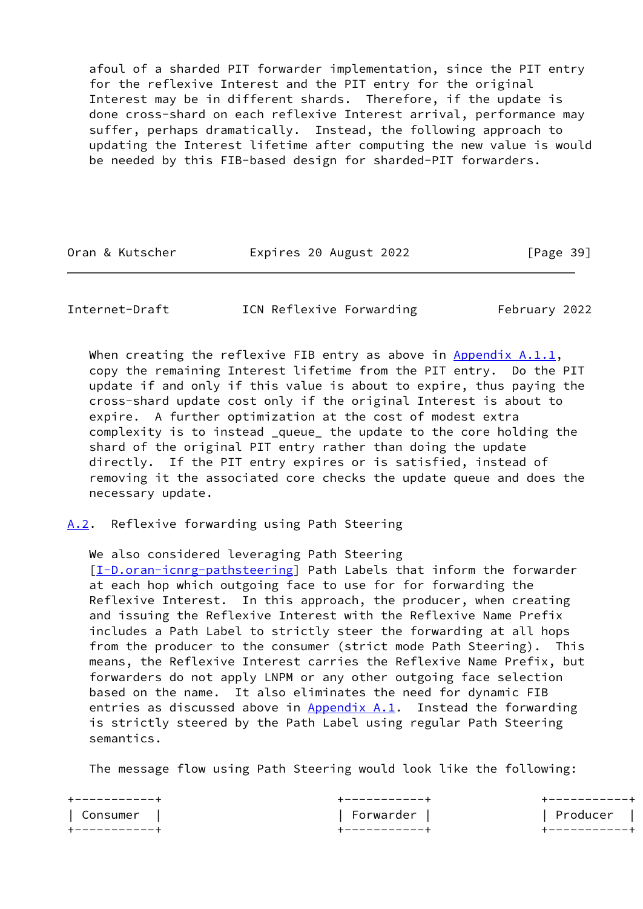afoul of a sharded PIT forwarder implementation, since the PIT entry for the reflexive Interest and the PIT entry for the original Interest may be in different shards. Therefore, if the update is done cross-shard on each reflexive Interest arrival, performance may suffer, perhaps dramatically. Instead, the following approach to updating the Interest lifetime after computing the new value is would be needed by this FIB-based design for sharded-PIT forwarders.

When creating the reflexive FIB entry as above in Appendix A.1.1, copy the remaining Interest lifetime from the PIT entry. Do the PIT update if and only if this value is about to expire, thus paying the cross-shard update cost only if the original Interest is about to expire. A further optimization at the cost of modest extra complexity is to instead _queue_ the update to the core holding the shard of the original PIT entry rather than doing the update directly. If the PIT entry expires or is satisfied, instead of removing it the associated core checks the update queue and does the necessary update.

## A.2. Reflexive forwarding using Path Steering

We also considered leveraging Path Steering [I-D.oran-icnrg-pathsteering] Path Labels that inform the forwarder at each hop which outgoing face to use for for forwarding the Reflexive Interest. In this approach, the producer, when creating and issuing the Reflexive Interest with the Reflexive Name Prefix includes a Path Label to strictly steer the forwarding at all hops from the producer to the consumer (strict mode Path Steering). This means, the Reflexive Interest carries the Reflexive Name Prefix, but forwarders do not apply LNPM or any other outgoing face selection based on the name. It also eliminates the need for dynamic FIB entries as discussed above in Appendix A.1. Instead the forwarding is strictly steered by the Path Label using regular Path Steering semantics.

The message flow using Path Steering would look like the following:

```
+-----------+                        +-----------+                 +-----------+
| Consumer  |                        | Forwarder |                 | Producer  |
+-----------+                        +-----------+                 +-----------+
```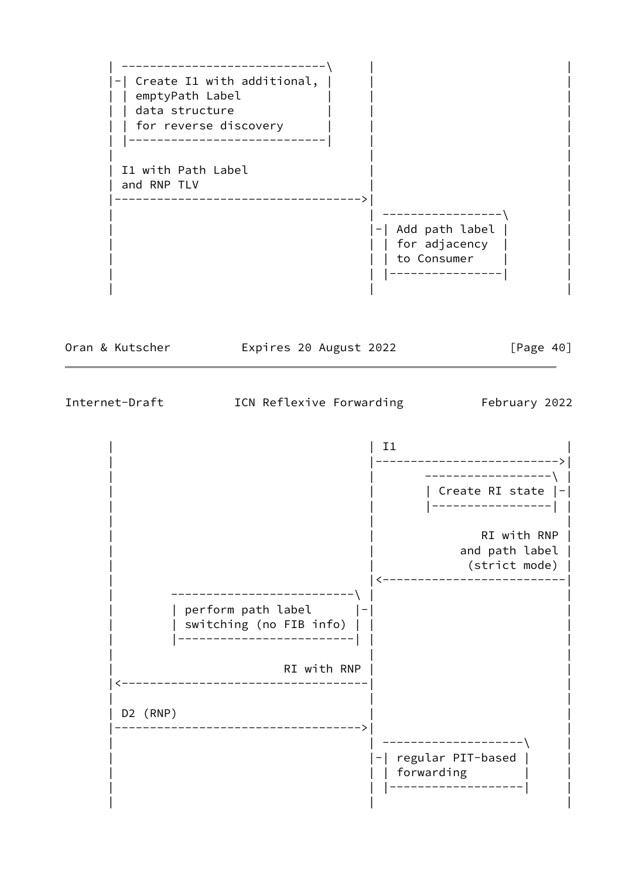```
      | ----------------------------\      |                          |
      |-| Create I1 with additional, |     |                          |
      | | emptyPath Label            |     |                          |
      | | data structure             |     |                          |
      | | for reverse discovery      |     |                          |
      | |----------------------------|     |                          |
      |                                    |                          |
      | I1 with Path Label                 |                          |
      | and RNP TLV                        |                          |
      |----------------------------------->|                          |
      |                                    | ----------------\        |
      |                                    |-| Add path label |       |
      |                                    | | for adjacency  |       |
      |                                    | | to Consumer    |       |
      |                                    | |----------------|       |
      |                                    |                          |
```

```
      |                                    | I1                       |
      |                                    |------------------------->|
      |                                    |       -----------------\ |
      |                                    |       | Create RI state |-|
      |                                    |       |-----------------| |
      |                                    |                          |
      |                                    |              RI with RNP |
      |                                    |           and path label |
      |                                    |            (strict mode) |
      |                                    |<-------------------------|
      |        -------------------------\  |                          |
      |        | perform path label      |-|                          |
      |        | switching (no FIB info) | |                          |
      |        |-------------------------| |                          |
      |                                    |                          |
      |                        RI with RNP |                          |
      |<-----------------------------------|                          |
      |                                    |                          |
      | D2 (RNP)                           |                          |
      |----------------------------------->|                          |
      |                                    | -------------------\     |
      |                                    |-| regular PIT-based |    |
      |                                    | | forwarding        |    |
      |                                    | |-------------------|    |
      |                                    |                          |
```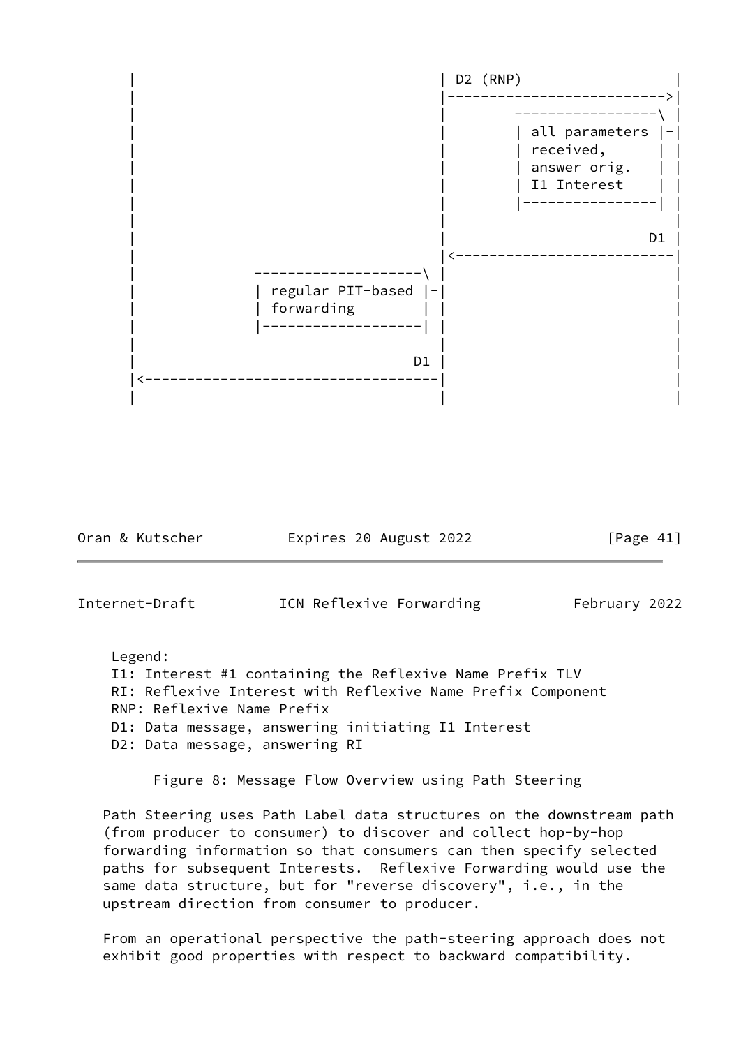```
      |                                  | D2 (RNP)                  |
      |                                  |-------------------------->|
      |                                  |        ----------------\ |
      |                                  |        | all parameters |-|
      |                                  |        | received,      | |
      |                                  |        | answer orig.   | |
      |                                  |        | I1 Interest    | |
      |                                  |        |----------------| |
      |                                  |                           |
      |                                  |                        D1 |
      |                                  |<--------------------------|
      |                 -------------------\ |                           |
      |                 | regular PIT-based |-|                           |
      |                 | forwarding        | |                           |
      |                 |-------------------| |                           |
      |                                  |                           |
      |                               D1 |                           |
      |<---------------------------------|                           |
      |                                  |                           |
```

Legend:
I1: Interest #1 containing the Reflexive Name Prefix TLV
RI: Reflexive Interest with Reflexive Name Prefix Component
RNP: Reflexive Name Prefix
D1: Data message, answering initiating I1 Interest
D2: Data message, answering RI

Figure 8: Message Flow Overview using Path Steering

Path Steering uses Path Label data structures on the downstream path (from producer to consumer) to discover and collect hop-by-hop forwarding information so that consumers can then specify selected paths for subsequent Interests. Reflexive Forwarding would use the same data structure, but for "reverse discovery", i.e., in the upstream direction from consumer to producer.

From an operational perspective the path-steering approach does not exhibit good properties with respect to backward compatibility.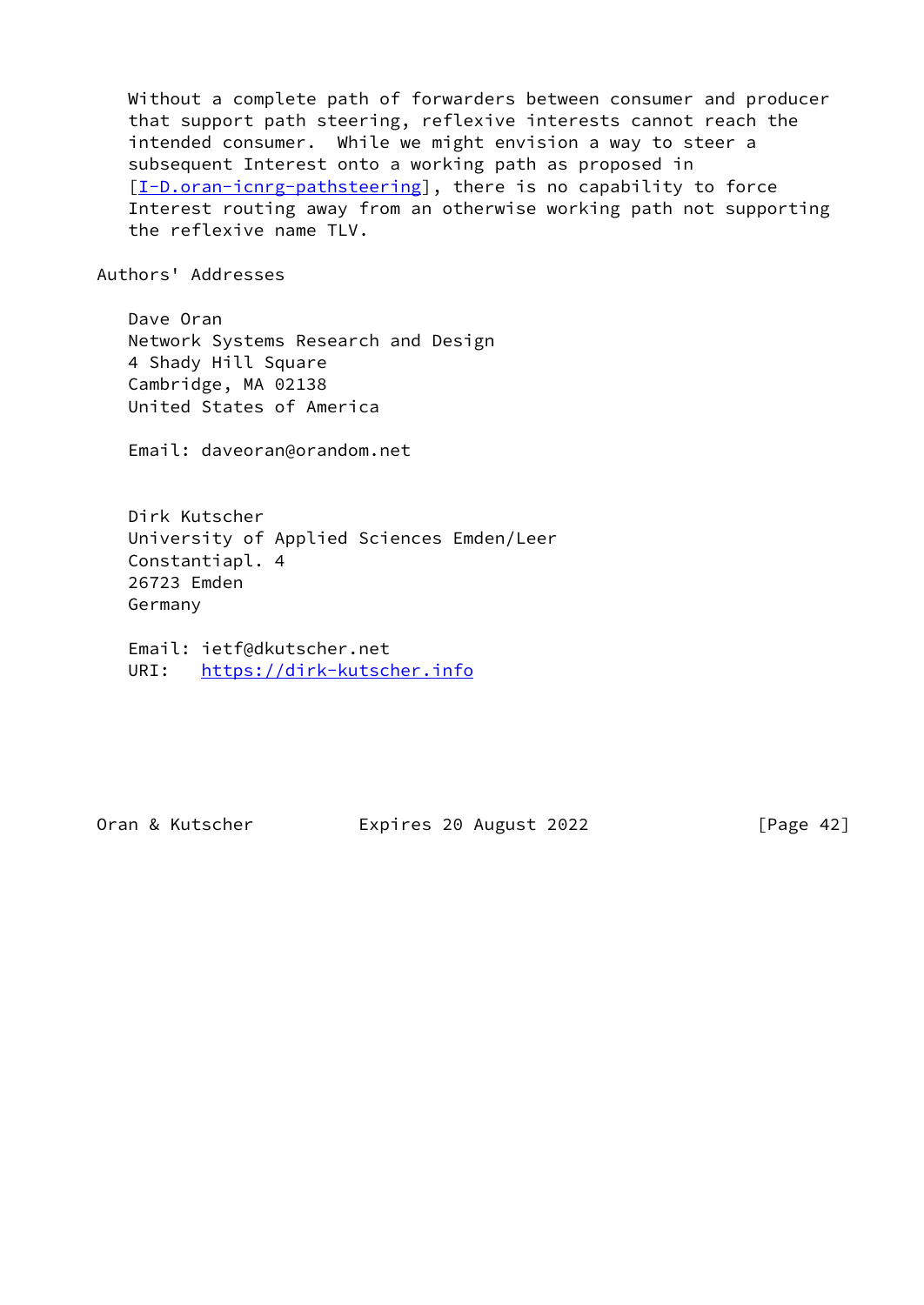Without a complete path of forwarders between consumer and producer that support path steering, reflexive interests cannot reach the intended consumer. While we might envision a way to steer a subsequent Interest onto a working path as proposed in [I-D.oran-icnrg-pathsteering], there is no capability to force Interest routing away from an otherwise working path not supporting the reflexive name TLV.

## Authors' Addresses

Dave Oran
Network Systems Research and Design
4 Shady Hill Square
Cambridge, MA 02138
United States of America

Email: daveoran@orandom.net

Dirk Kutscher
University of Applied Sciences Emden/Leer
Constantiapl. 4
26723 Emden
Germany

Email: ietf@dkutscher.net
URI: https://dirk-kutscher.info